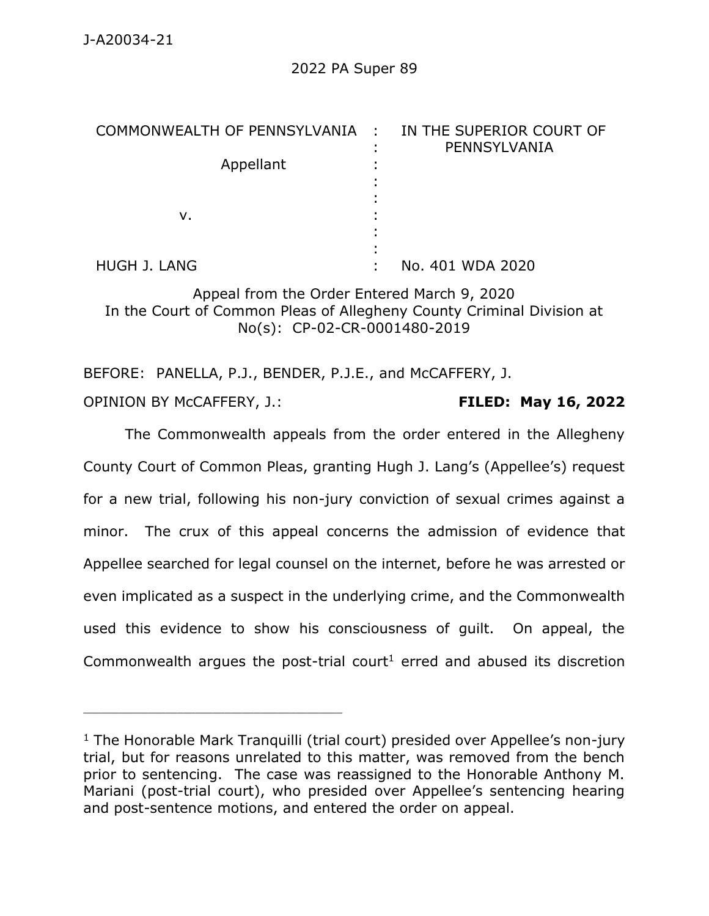J-A20034-21

2022 PA Super 89

| | | |
|---|---|---|
| COMMONWEALTH OF PENNSYLVANIA | : | IN THE SUPERIOR COURT OF PENNSYLVANIA |
| Appellant | : | |
| v. | : | |
| HUGH J. LANG | : | No. 401 WDA 2020 |

Appeal from the Order Entered March 9, 2020
In the Court of Common Pleas of Allegheny County Criminal Division at No(s): CP-02-CR-0001480-2019

BEFORE: PANELLA, P.J., BENDER, P.J.E., and McCAFFERY, J.

OPINION BY McCAFFERY, J.: **FILED: May 16, 2022**

The Commonwealth appeals from the order entered in the Allegheny County Court of Common Pleas, granting Hugh J. Lang's (Appellee's) request for a new trial, following his non-jury conviction of sexual crimes against a minor. The crux of this appeal concerns the admission of evidence that Appellee searched for legal counsel on the internet, before he was arrested or even implicated as a suspect in the underlying crime, and the Commonwealth used this evidence to show his consciousness of guilt. On appeal, the Commonwealth argues the post-trial court[1] erred and abused its discretion

---

[1] The Honorable Mark Tranquilli (trial court) presided over Appellee's non-jury trial, but for reasons unrelated to this matter, was removed from the bench prior to sentencing. The case was reassigned to the Honorable Anthony M. Mariani (post-trial court), who presided over Appellee's sentencing hearing and post-sentence motions, and entered the order on appeal.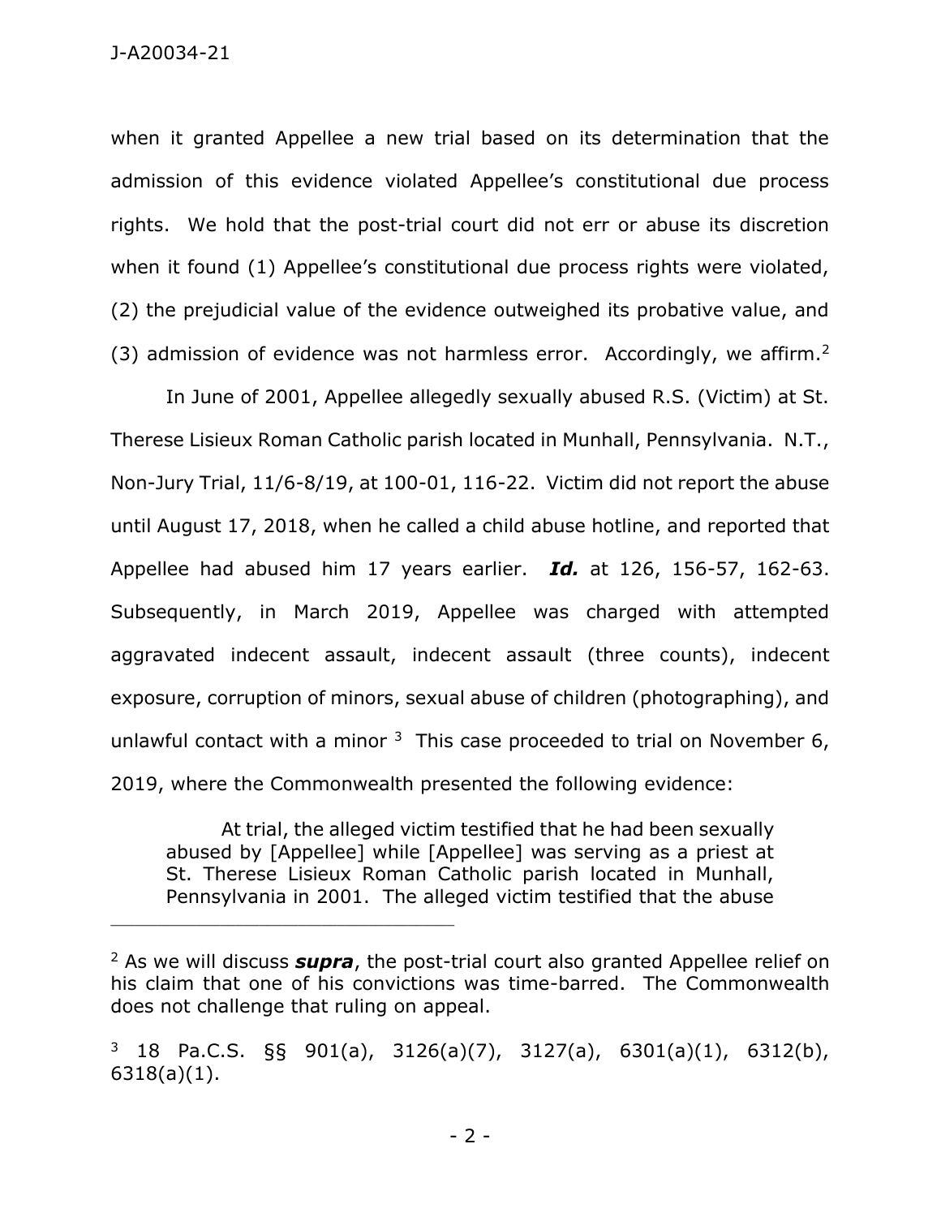when it granted Appellee a new trial based on its determination that the admission of this evidence violated Appellee's constitutional due process rights. We hold that the post-trial court did not err or abuse its discretion when it found (1) Appellee's constitutional due process rights were violated, (2) the prejudicial value of the evidence outweighed its probative value, and (3) admission of evidence was not harmless error. Accordingly, we affirm.[2]

In June of 2001, Appellee allegedly sexually abused R.S. (Victim) at St. Therese Lisieux Roman Catholic parish located in Munhall, Pennsylvania. N.T., Non-Jury Trial, 11/6-8/19, at 100-01, 116-22. Victim did not report the abuse until August 17, 2018, when he called a child abuse hotline, and reported that Appellee had abused him 17 years earlier. ***Id.*** at 126, 156-57, 162-63. Subsequently, in March 2019, Appellee was charged with attempted aggravated indecent assault, indecent assault (three counts), indecent exposure, corruption of minors, sexual abuse of children (photographing), and unlawful contact with a minor [3] This case proceeded to trial on November 6, 2019, where the Commonwealth presented the following evidence:

> At trial, the alleged victim testified that he had been sexually abused by [Appellee] while [Appellee] was serving as a priest at St. Therese Lisieux Roman Catholic parish located in Munhall, Pennsylvania in 2001. The alleged victim testified that the abuse

---

[2] As we will discuss ***supra***, the post-trial court also granted Appellee relief on his claim that one of his convictions was time-barred. The Commonwealth does not challenge that ruling on appeal.

[3] 18 Pa.C.S. §§ 901(a), 3126(a)(7), 3127(a), 6301(a)(1), 6312(b), 6318(a)(1).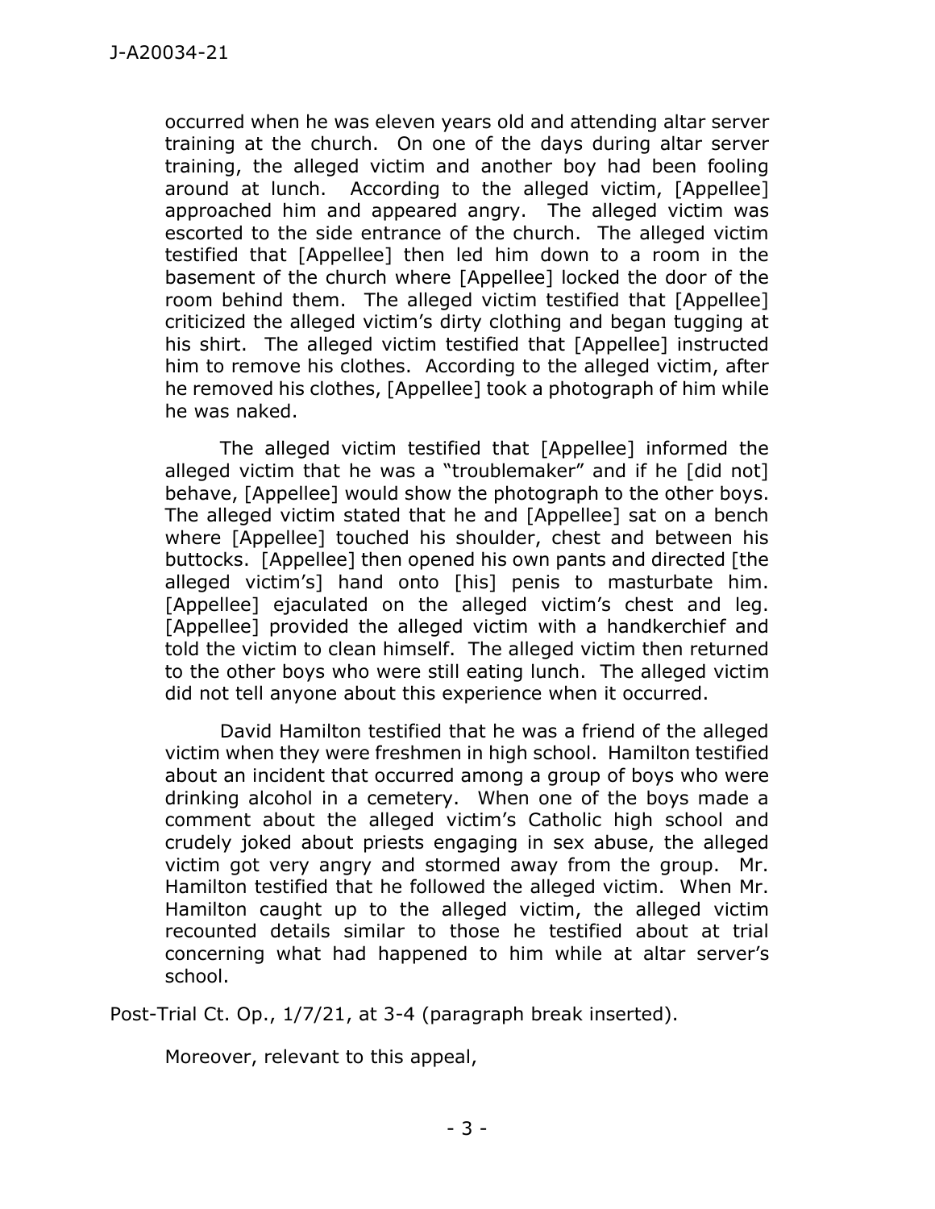> occurred when he was eleven years old and attending altar server training at the church. On one of the days during altar server training, the alleged victim and another boy had been fooling around at lunch. According to the alleged victim, [Appellee] approached him and appeared angry. The alleged victim was escorted to the side entrance of the church. The alleged victim testified that [Appellee] then led him down to a room in the basement of the church where [Appellee] locked the door of the room behind them. The alleged victim testified that [Appellee] criticized the alleged victim's dirty clothing and began tugging at his shirt. The alleged victim testified that [Appellee] instructed him to remove his clothes. According to the alleged victim, after he removed his clothes, [Appellee] took a photograph of him while he was naked.
>
> The alleged victim testified that [Appellee] informed the alleged victim that he was a "troublemaker" and if he [did not] behave, [Appellee] would show the photograph to the other boys. The alleged victim stated that he and [Appellee] sat on a bench where [Appellee] touched his shoulder, chest and between his buttocks. [Appellee] then opened his own pants and directed [the alleged victim's] hand onto [his] penis to masturbate him. [Appellee] ejaculated on the alleged victim's chest and leg. [Appellee] provided the alleged victim with a handkerchief and told the victim to clean himself. The alleged victim then returned to the other boys who were still eating lunch. The alleged victim did not tell anyone about this experience when it occurred.
>
> David Hamilton testified that he was a friend of the alleged victim when they were freshmen in high school. Hamilton testified about an incident that occurred among a group of boys who were drinking alcohol in a cemetery. When one of the boys made a comment about the alleged victim's Catholic high school and crudely joked about priests engaging in sex abuse, the alleged victim got very angry and stormed away from the group. Mr. Hamilton testified that he followed the alleged victim. When Mr. Hamilton caught up to the alleged victim, the alleged victim recounted details similar to those he testified about at trial concerning what had happened to him while at altar server's school.

Post-Trial Ct. Op., 1/7/21, at 3-4 (paragraph break inserted).

Moreover, relevant to this appeal,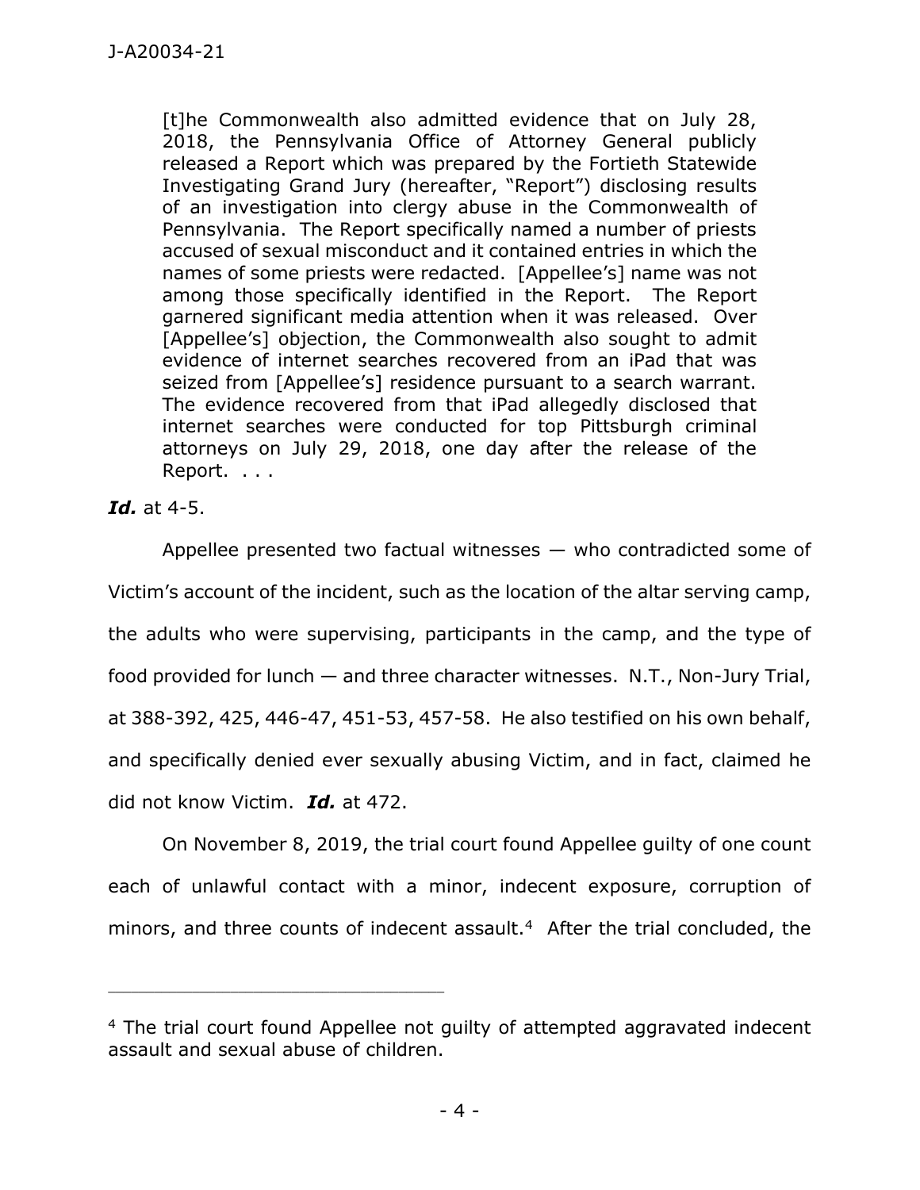> [t]he Commonwealth also admitted evidence that on July 28, 2018, the Pennsylvania Office of Attorney General publicly released a Report which was prepared by the Fortieth Statewide Investigating Grand Jury (hereafter, "Report") disclosing results of an investigation into clergy abuse in the Commonwealth of Pennsylvania. The Report specifically named a number of priests accused of sexual misconduct and it contained entries in which the names of some priests were redacted. [Appellee's] name was not among those specifically identified in the Report. The Report garnered significant media attention when it was released. Over [Appellee's] objection, the Commonwealth also sought to admit evidence of internet searches recovered from an iPad that was seized from [Appellee's] residence pursuant to a search warrant. The evidence recovered from that iPad allegedly disclosed that internet searches were conducted for top Pittsburgh criminal attorneys on July 29, 2018, one day after the release of the Report. . . .

***Id.*** at 4-5.

Appellee presented two factual witnesses — who contradicted some of Victim's account of the incident, such as the location of the altar serving camp, the adults who were supervising, participants in the camp, and the type of food provided for lunch — and three character witnesses. N.T., Non-Jury Trial, at 388-392, 425, 446-47, 451-53, 457-58. He also testified on his own behalf, and specifically denied ever sexually abusing Victim, and in fact, claimed he did not know Victim. ***Id.*** at 472.

On November 8, 2019, the trial court found Appellee guilty of one count each of unlawful contact with a minor, indecent exposure, corruption of minors, and three counts of indecent assault.[4] After the trial concluded, the

---

[4] The trial court found Appellee not guilty of attempted aggravated indecent assault and sexual abuse of children.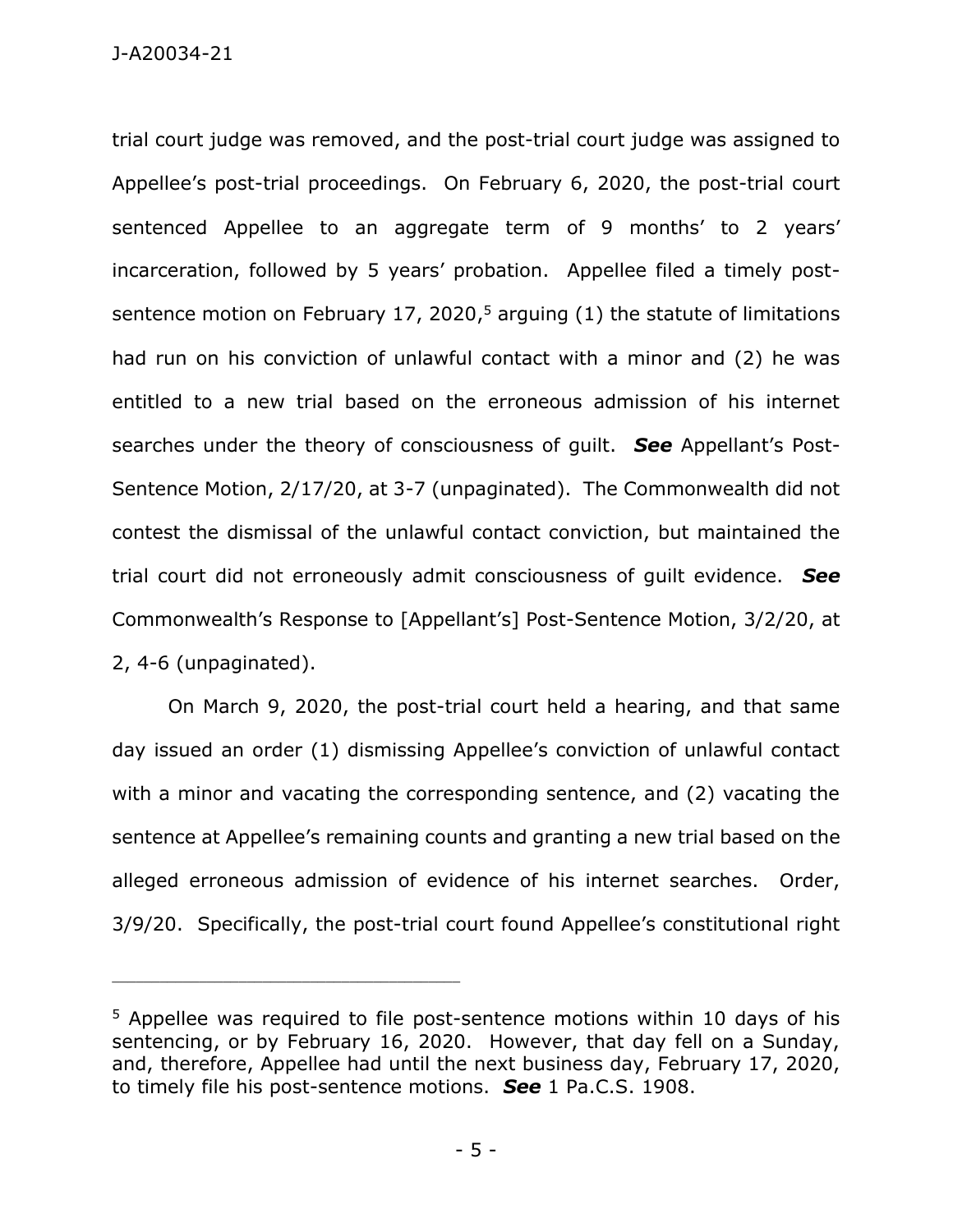trial court judge was removed, and the post-trial court judge was assigned to Appellee's post-trial proceedings. On February 6, 2020, the post-trial court sentenced Appellee to an aggregate term of 9 months' to 2 years' incarceration, followed by 5 years' probation. Appellee filed a timely post-sentence motion on February 17, 2020,[5] arguing (1) the statute of limitations had run on his conviction of unlawful contact with a minor and (2) he was entitled to a new trial based on the erroneous admission of his internet searches under the theory of consciousness of guilt. ***See*** Appellant's Post-Sentence Motion, 2/17/20, at 3-7 (unpaginated). The Commonwealth did not contest the dismissal of the unlawful contact conviction, but maintained the trial court did not erroneously admit consciousness of guilt evidence. ***See*** Commonwealth's Response to [Appellant's] Post-Sentence Motion, 3/2/20, at 2, 4-6 (unpaginated).

On March 9, 2020, the post-trial court held a hearing, and that same day issued an order (1) dismissing Appellee's conviction of unlawful contact with a minor and vacating the corresponding sentence, and (2) vacating the sentence at Appellee's remaining counts and granting a new trial based on the alleged erroneous admission of evidence of his internet searches. Order, 3/9/20. Specifically, the post-trial court found Appellee's constitutional right

---

[5] Appellee was required to file post-sentence motions within 10 days of his sentencing, or by February 16, 2020. However, that day fell on a Sunday, and, therefore, Appellee had until the next business day, February 17, 2020, to timely file his post-sentence motions. ***See*** 1 Pa.C.S. 1908.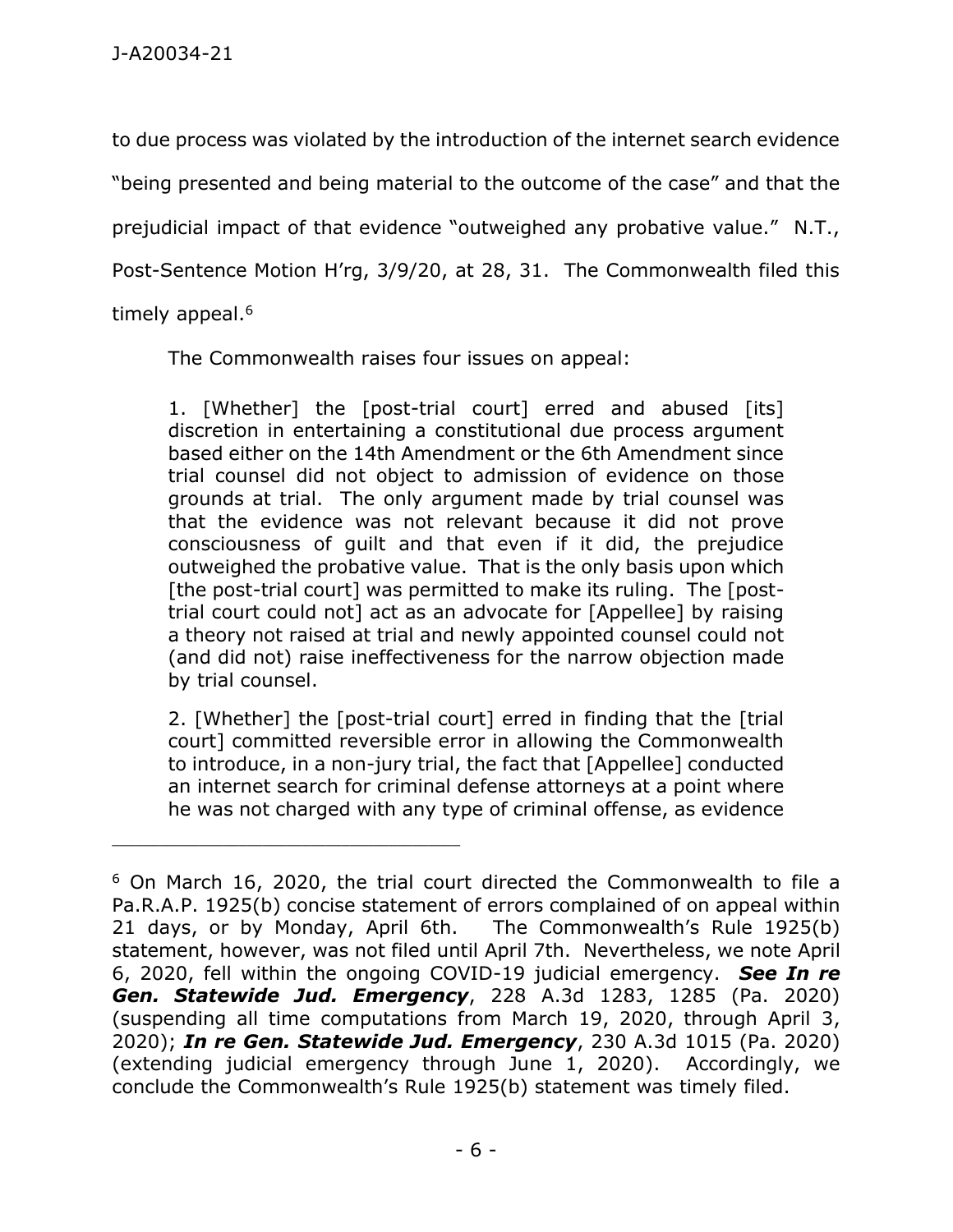to due process was violated by the introduction of the internet search evidence "being presented and being material to the outcome of the case" and that the prejudicial impact of that evidence "outweighed any probative value." N.T., Post-Sentence Motion H'rg, 3/9/20, at 28, 31. The Commonwealth filed this timely appeal.[6]

The Commonwealth raises four issues on appeal:

> 1. [Whether] the [post-trial court] erred and abused [its] discretion in entertaining a constitutional due process argument based either on the 14th Amendment or the 6th Amendment since trial counsel did not object to admission of evidence on those grounds at trial. The only argument made by trial counsel was that the evidence was not relevant because it did not prove consciousness of guilt and that even if it did, the prejudice outweighed the probative value. That is the only basis upon which [the post-trial court] was permitted to make its ruling. The [post-trial court could not] act as an advocate for [Appellee] by raising a theory not raised at trial and newly appointed counsel could not (and did not) raise ineffectiveness for the narrow objection made by trial counsel.
>
> 2. [Whether] the [post-trial court] erred in finding that the [trial court] committed reversible error in allowing the Commonwealth to introduce, in a non-jury trial, the fact that [Appellee] conducted an internet search for criminal defense attorneys at a point where he was not charged with any type of criminal offense, as evidence

---

[6] On March 16, 2020, the trial court directed the Commonwealth to file a Pa.R.A.P. 1925(b) concise statement of errors complained of on appeal within 21 days, or by Monday, April 6th. The Commonwealth's Rule 1925(b) statement, however, was not filed until April 7th. Nevertheless, we note April 6, 2020, fell within the ongoing COVID-19 judicial emergency. ***See In re Gen. Statewide Jud. Emergency***, 228 A.3d 1283, 1285 (Pa. 2020) (suspending all time computations from March 19, 2020, through April 3, 2020); ***In re Gen. Statewide Jud. Emergency***, 230 A.3d 1015 (Pa. 2020) (extending judicial emergency through June 1, 2020). Accordingly, we conclude the Commonwealth's Rule 1925(b) statement was timely filed.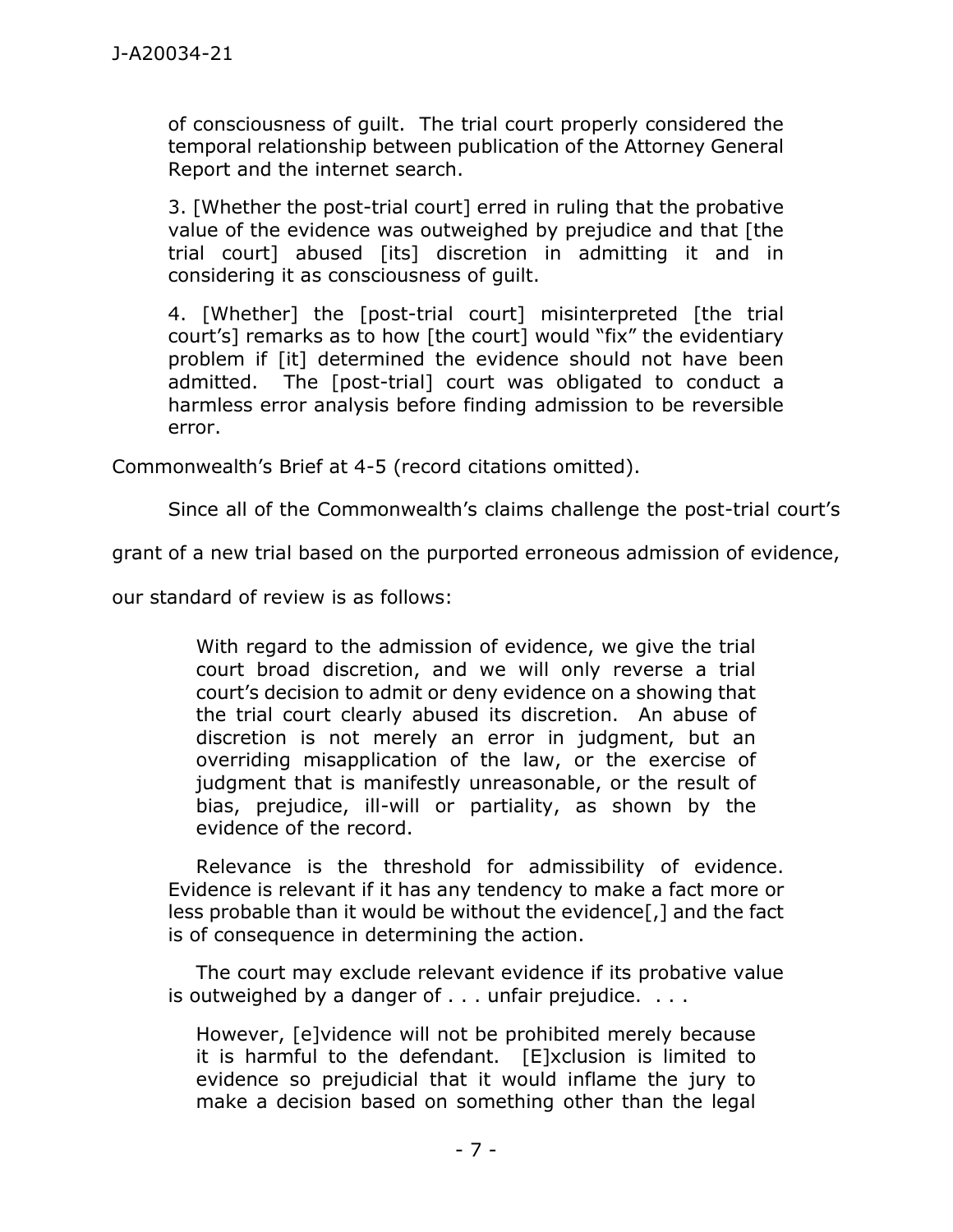of consciousness of guilt. The trial court properly considered the temporal relationship between publication of the Attorney General Report and the internet search.

> 3. [Whether the post-trial court] erred in ruling that the probative value of the evidence was outweighed by prejudice and that [the trial court] abused [its] discretion in admitting it and in considering it as consciousness of guilt.
>
> 4. [Whether] the [post-trial court] misinterpreted [the trial court's] remarks as to how [the court] would "fix" the evidentiary problem if [it] determined the evidence should not have been admitted. The [post-trial] court was obligated to conduct a harmless error analysis before finding admission to be reversible error.

Commonwealth's Brief at 4-5 (record citations omitted).

Since all of the Commonwealth's claims challenge the post-trial court's grant of a new trial based on the purported erroneous admission of evidence, our standard of review is as follows:

> With regard to the admission of evidence, we give the trial court broad discretion, and we will only reverse a trial court's decision to admit or deny evidence on a showing that the trial court clearly abused its discretion. An abuse of discretion is not merely an error in judgment, but an overriding misapplication of the law, or the exercise of judgment that is manifestly unreasonable, or the result of bias, prejudice, ill-will or partiality, as shown by the evidence of the record.
>
> Relevance is the threshold for admissibility of evidence. Evidence is relevant if it has any tendency to make a fact more or less probable than it would be without the evidence[,] and the fact is of consequence in determining the action.
>
> The court may exclude relevant evidence if its probative value is outweighed by a danger of . . . unfair prejudice. . . .
>
> However, [e]vidence will not be prohibited merely because it is harmful to the defendant. [E]xclusion is limited to evidence so prejudicial that it would inflame the jury to make a decision based on something other than the legal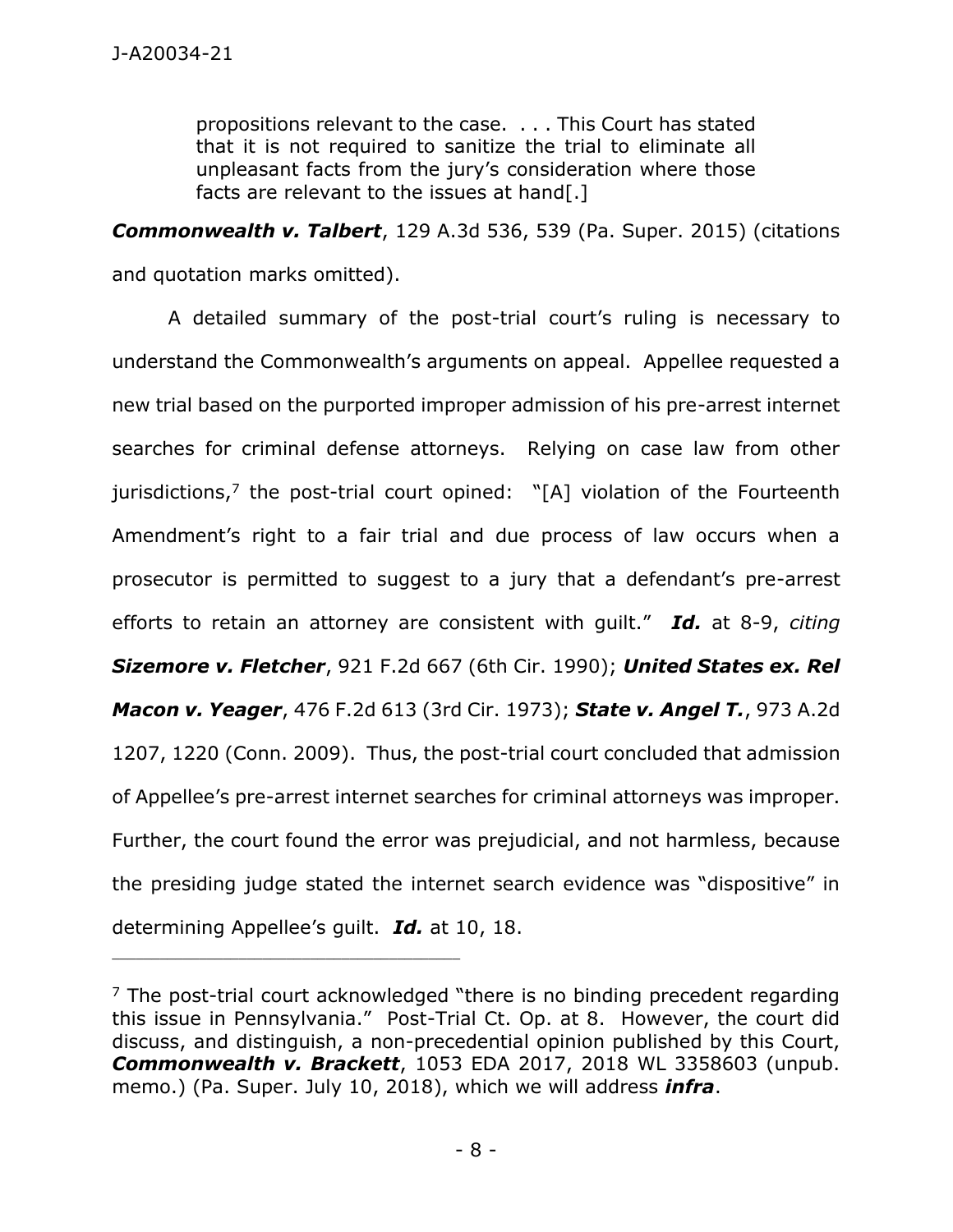> propositions relevant to the case. . . . This Court has stated that it is not required to sanitize the trial to eliminate all unpleasant facts from the jury's consideration where those facts are relevant to the issues at hand[.]

***Commonwealth v. Talbert***, 129 A.3d 536, 539 (Pa. Super. 2015) (citations and quotation marks omitted).

A detailed summary of the post-trial court's ruling is necessary to understand the Commonwealth's arguments on appeal. Appellee requested a new trial based on the purported improper admission of his pre-arrest internet searches for criminal defense attorneys. Relying on case law from other jurisdictions,[7] the post-trial court opined: "[A] violation of the Fourteenth Amendment's right to a fair trial and due process of law occurs when a prosecutor is permitted to suggest to a jury that a defendant's pre-arrest efforts to retain an attorney are consistent with guilt." ***Id.*** at 8-9, *citing* ***Sizemore v. Fletcher***, 921 F.2d 667 (6th Cir. 1990); ***United States ex. Rel Macon v. Yeager***, 476 F.2d 613 (3rd Cir. 1973); ***State v. Angel T.***, 973 A.2d 1207, 1220 (Conn. 2009). Thus, the post-trial court concluded that admission of Appellee's pre-arrest internet searches for criminal attorneys was improper. Further, the court found the error was prejudicial, and not harmless, because the presiding judge stated the internet search evidence was "dispositive" in determining Appellee's guilt. ***Id.*** at 10, 18.

---

[7] The post-trial court acknowledged "there is no binding precedent regarding this issue in Pennsylvania." Post-Trial Ct. Op. at 8. However, the court did discuss, and distinguish, a non-precedential opinion published by this Court, ***Commonwealth v. Brackett***, 1053 EDA 2017, 2018 WL 3358603 (unpub. memo.) (Pa. Super. July 10, 2018), which we will address ***infra***.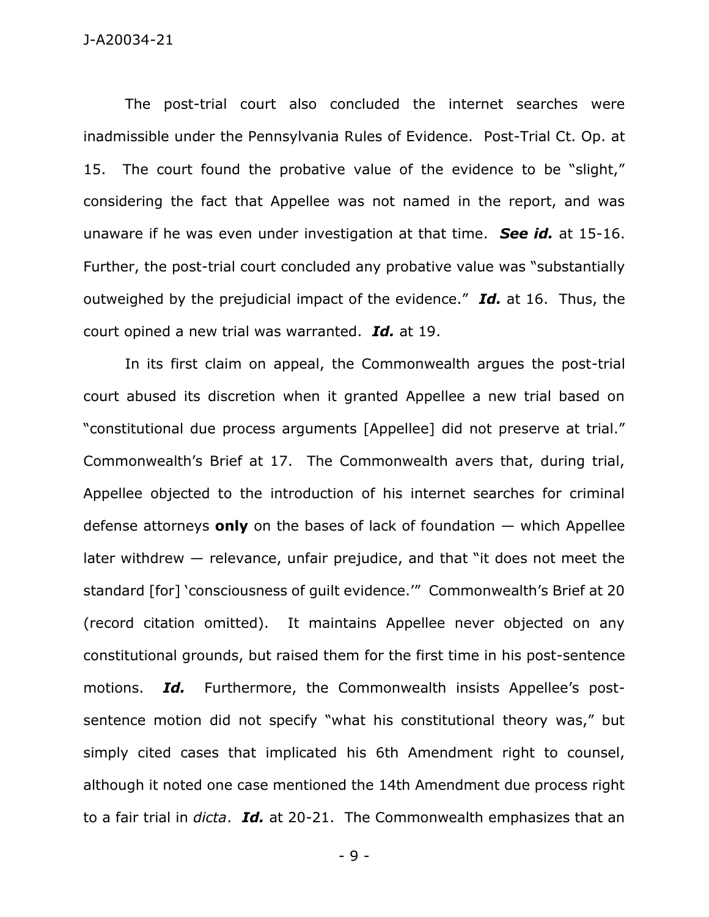The post-trial court also concluded the internet searches were inadmissible under the Pennsylvania Rules of Evidence. Post-Trial Ct. Op. at 15. The court found the probative value of the evidence to be "slight," considering the fact that Appellee was not named in the report, and was unaware if he was even under investigation at that time. ***See id.*** at 15-16. Further, the post-trial court concluded any probative value was "substantially outweighed by the prejudicial impact of the evidence." ***Id.*** at 16. Thus, the court opined a new trial was warranted. ***Id.*** at 19.

In its first claim on appeal, the Commonwealth argues the post-trial court abused its discretion when it granted Appellee a new trial based on "constitutional due process arguments [Appellee] did not preserve at trial." Commonwealth's Brief at 17. The Commonwealth avers that, during trial, Appellee objected to the introduction of his internet searches for criminal defense attorneys **only** on the bases of lack of foundation — which Appellee later withdrew — relevance, unfair prejudice, and that "it does not meet the standard [for] 'consciousness of guilt evidence.'" Commonwealth's Brief at 20 (record citation omitted). It maintains Appellee never objected on any constitutional grounds, but raised them for the first time in his post-sentence motions. ***Id.*** Furthermore, the Commonwealth insists Appellee's post-sentence motion did not specify "what his constitutional theory was," but simply cited cases that implicated his 6th Amendment right to counsel, although it noted one case mentioned the 14th Amendment due process right to a fair trial in *dicta*. ***Id.*** at 20-21. The Commonwealth emphasizes that an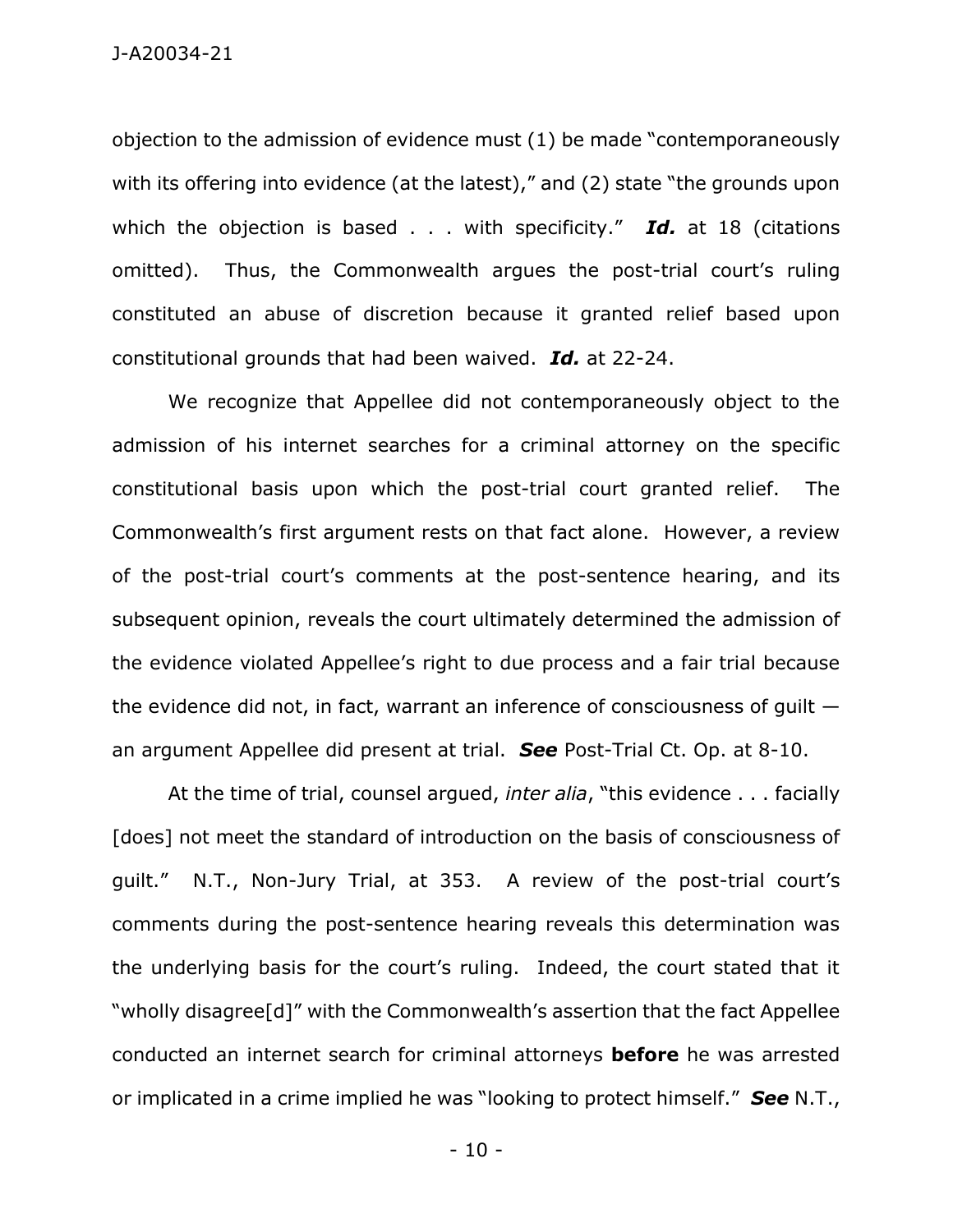objection to the admission of evidence must (1) be made "contemporaneously with its offering into evidence (at the latest)," and (2) state "the grounds upon which the objection is based . . . with specificity." ***Id.*** at 18 (citations omitted). Thus, the Commonwealth argues the post-trial court's ruling constituted an abuse of discretion because it granted relief based upon constitutional grounds that had been waived. ***Id.*** at 22-24.

We recognize that Appellee did not contemporaneously object to the admission of his internet searches for a criminal attorney on the specific constitutional basis upon which the post-trial court granted relief. The Commonwealth's first argument rests on that fact alone. However, a review of the post-trial court's comments at the post-sentence hearing, and its subsequent opinion, reveals the court ultimately determined the admission of the evidence violated Appellee's right to due process and a fair trial because the evidence did not, in fact, warrant an inference of consciousness of guilt — an argument Appellee did present at trial. ***See*** Post-Trial Ct. Op. at 8-10.

At the time of trial, counsel argued, *inter alia*, "this evidence . . . facially [does] not meet the standard of introduction on the basis of consciousness of guilt." N.T., Non-Jury Trial, at 353. A review of the post-trial court's comments during the post-sentence hearing reveals this determination was the underlying basis for the court's ruling. Indeed, the court stated that it "wholly disagree[d]" with the Commonwealth's assertion that the fact Appellee conducted an internet search for criminal attorneys **before** he was arrested or implicated in a crime implied he was "looking to protect himself." ***See*** N.T.,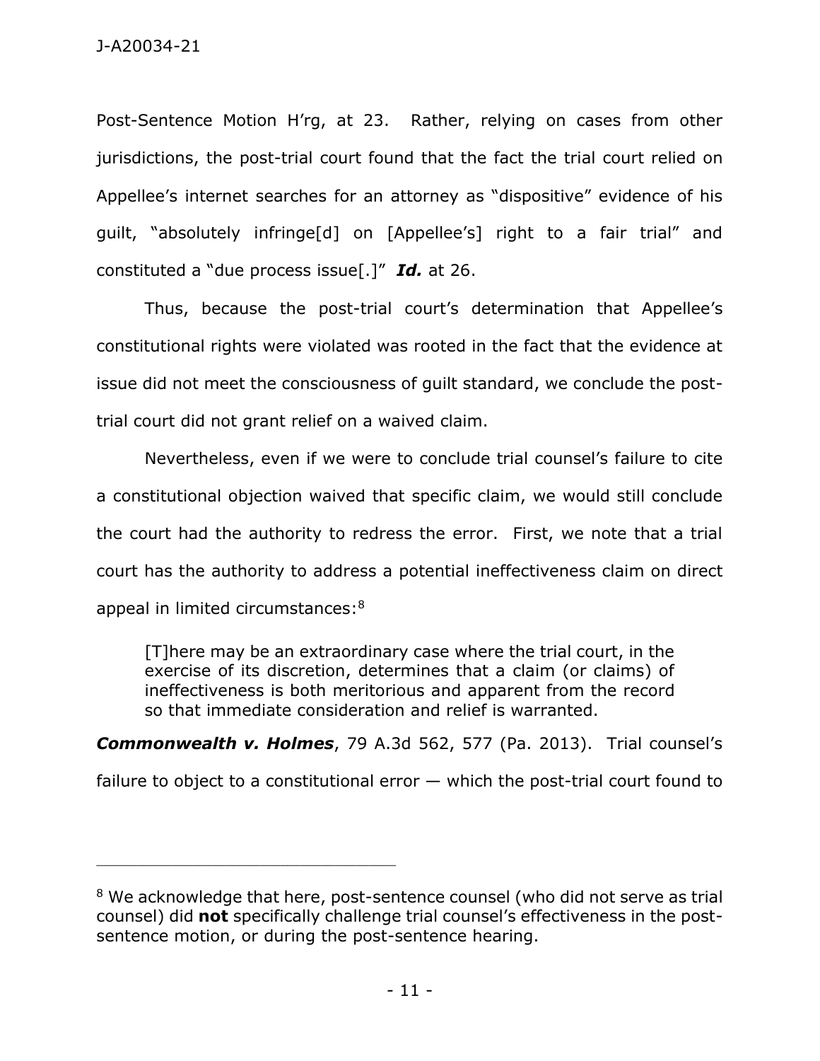Post-Sentence Motion H'rg, at 23. Rather, relying on cases from other jurisdictions, the post-trial court found that the fact the trial court relied on Appellee's internet searches for an attorney as "dispositive" evidence of his guilt, "absolutely infringe[d] on [Appellee's] right to a fair trial" and constituted a "due process issue[.]" ***Id.*** at 26.

Thus, because the post-trial court's determination that Appellee's constitutional rights were violated was rooted in the fact that the evidence at issue did not meet the consciousness of guilt standard, we conclude the post-trial court did not grant relief on a waived claim.

Nevertheless, even if we were to conclude trial counsel's failure to cite a constitutional objection waived that specific claim, we would still conclude the court had the authority to redress the error. First, we note that a trial court has the authority to address a potential ineffectiveness claim on direct appeal in limited circumstances:[8]

> [T]here may be an extraordinary case where the trial court, in the exercise of its discretion, determines that a claim (or claims) of ineffectiveness is both meritorious and apparent from the record so that immediate consideration and relief is warranted.

***Commonwealth v. Holmes***, 79 A.3d 562, 577 (Pa. 2013). Trial counsel's failure to object to a constitutional error — which the post-trial court found to

---

[8] We acknowledge that here, post-sentence counsel (who did not serve as trial counsel) did **not** specifically challenge trial counsel's effectiveness in the post-sentence motion, or during the post-sentence hearing.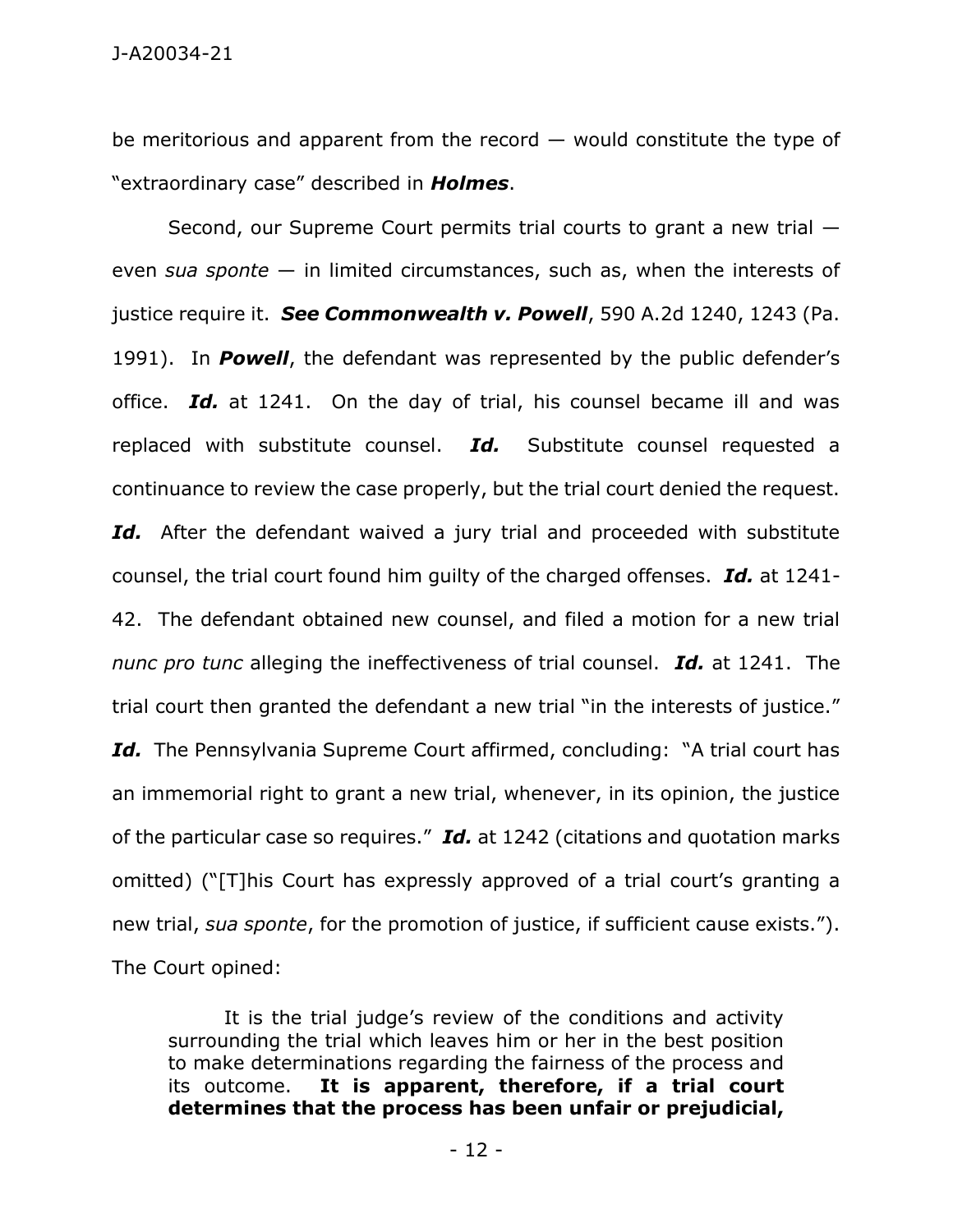be meritorious and apparent from the record — would constitute the type of "extraordinary case" described in ***Holmes***.

Second, our Supreme Court permits trial courts to grant a new trial — even *sua sponte* — in limited circumstances, such as, when the interests of justice require it. ***See Commonwealth v. Powell***, 590 A.2d 1240, 1243 (Pa. 1991). In ***Powell***, the defendant was represented by the public defender's office. ***Id.*** at 1241. On the day of trial, his counsel became ill and was replaced with substitute counsel. ***Id.*** Substitute counsel requested a continuance to review the case properly, but the trial court denied the request. ***Id.*** After the defendant waived a jury trial and proceeded with substitute counsel, the trial court found him guilty of the charged offenses. ***Id.*** at 1241-42. The defendant obtained new counsel, and filed a motion for a new trial *nunc pro tunc* alleging the ineffectiveness of trial counsel. ***Id.*** at 1241. The trial court then granted the defendant a new trial "in the interests of justice." ***Id.*** The Pennsylvania Supreme Court affirmed, concluding: "A trial court has an immemorial right to grant a new trial, whenever, in its opinion, the justice of the particular case so requires." ***Id.*** at 1242 (citations and quotation marks omitted) ("[T]his Court has expressly approved of a trial court's granting a new trial, *sua sponte*, for the promotion of justice, if sufficient cause exists."). The Court opined:

> It is the trial judge's review of the conditions and activity surrounding the trial which leaves him or her in the best position to make determinations regarding the fairness of the process and its outcome. **It is apparent, therefore, if a trial court determines that the process has been unfair or prejudicial,**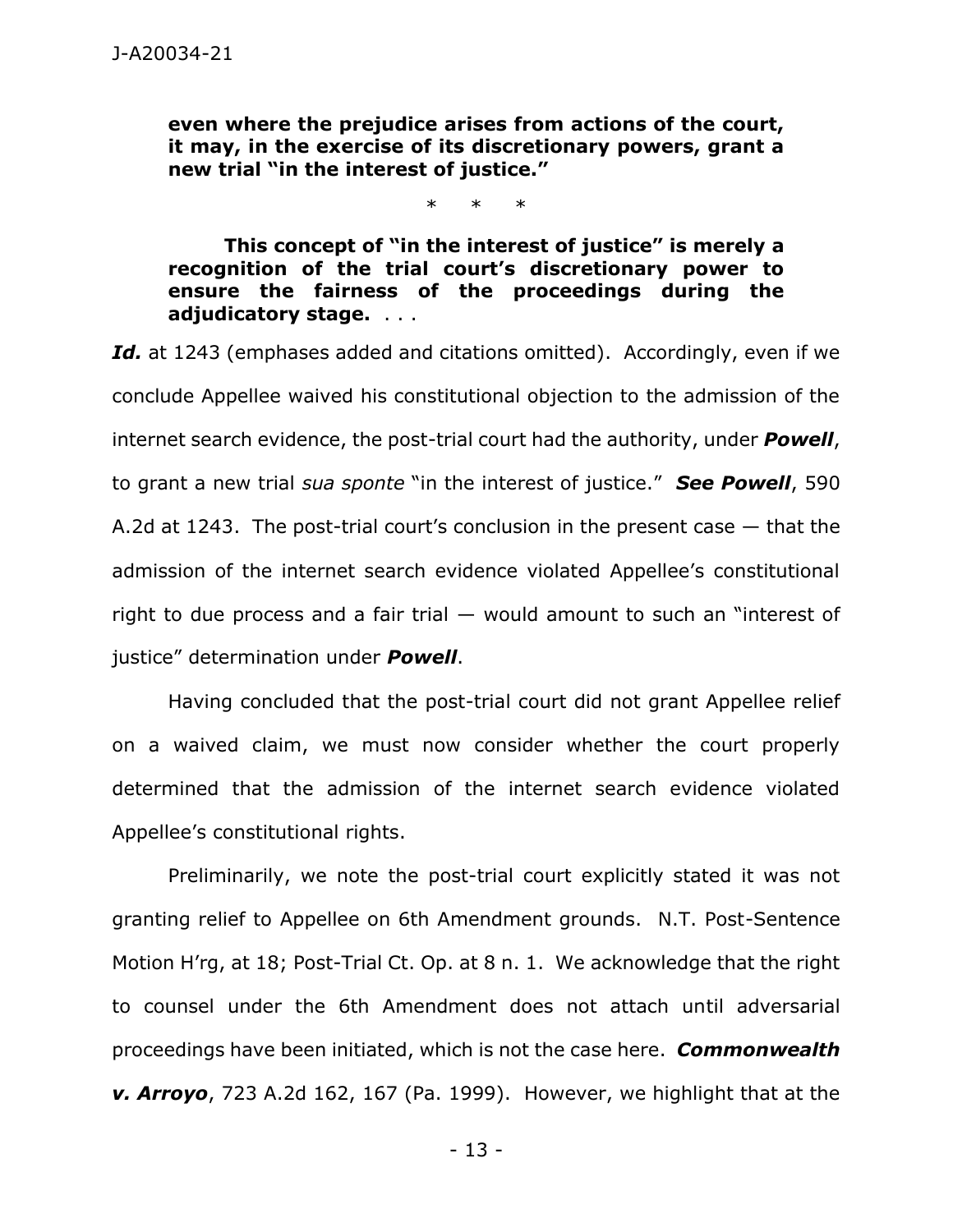> **even where the prejudice arises from actions of the court, it may, in the exercise of its discretionary powers, grant a new trial "in the interest of justice."**
>
> \* \* \*
>
> **This concept of "in the interest of justice" is merely a recognition of the trial court's discretionary power to ensure the fairness of the proceedings during the adjudicatory stage.** . . .

***Id.*** at 1243 (emphases added and citations omitted). Accordingly, even if we conclude Appellee waived his constitutional objection to the admission of the internet search evidence, the post-trial court had the authority, under ***Powell***, to grant a new trial *sua sponte* "in the interest of justice." ***See Powell***, 590 A.2d at 1243. The post-trial court's conclusion in the present case — that the admission of the internet search evidence violated Appellee's constitutional right to due process and a fair trial — would amount to such an "interest of justice" determination under ***Powell***.

Having concluded that the post-trial court did not grant Appellee relief on a waived claim, we must now consider whether the court properly determined that the admission of the internet search evidence violated Appellee's constitutional rights.

Preliminarily, we note the post-trial court explicitly stated it was not granting relief to Appellee on 6th Amendment grounds. N.T. Post-Sentence Motion H'rg, at 18; Post-Trial Ct. Op. at 8 n. 1. We acknowledge that the right to counsel under the 6th Amendment does not attach until adversarial proceedings have been initiated, which is not the case here. ***Commonwealth v. Arroyo***, 723 A.2d 162, 167 (Pa. 1999). However, we highlight that at the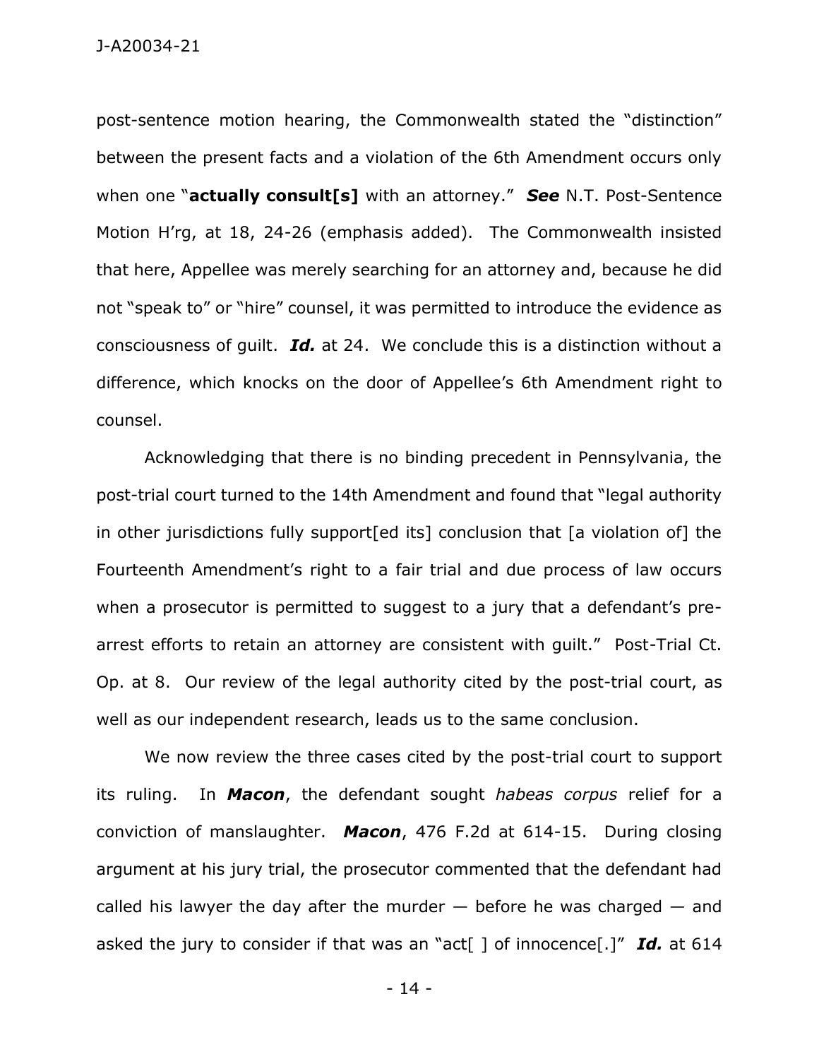post-sentence motion hearing, the Commonwealth stated the "distinction" between the present facts and a violation of the 6th Amendment occurs only when one "**actually consult[s]** with an attorney." ***See*** N.T. Post-Sentence Motion H'rg, at 18, 24-26 (emphasis added). The Commonwealth insisted that here, Appellee was merely searching for an attorney and, because he did not "speak to" or "hire" counsel, it was permitted to introduce the evidence as consciousness of guilt. ***Id.*** at 24. We conclude this is a distinction without a difference, which knocks on the door of Appellee's 6th Amendment right to counsel.

Acknowledging that there is no binding precedent in Pennsylvania, the post-trial court turned to the 14th Amendment and found that "legal authority in other jurisdictions fully support[ed its] conclusion that [a violation of] the Fourteenth Amendment's right to a fair trial and due process of law occurs when a prosecutor is permitted to suggest to a jury that a defendant's pre-arrest efforts to retain an attorney are consistent with guilt." Post-Trial Ct. Op. at 8. Our review of the legal authority cited by the post-trial court, as well as our independent research, leads us to the same conclusion.

We now review the three cases cited by the post-trial court to support its ruling. In ***Macon***, the defendant sought *habeas corpus* relief for a conviction of manslaughter. ***Macon***, 476 F.2d at 614-15. During closing argument at his jury trial, the prosecutor commented that the defendant had called his lawyer the day after the murder — before he was charged — and asked the jury to consider if that was an "act[ ] of innocence[.]" ***Id.*** at 614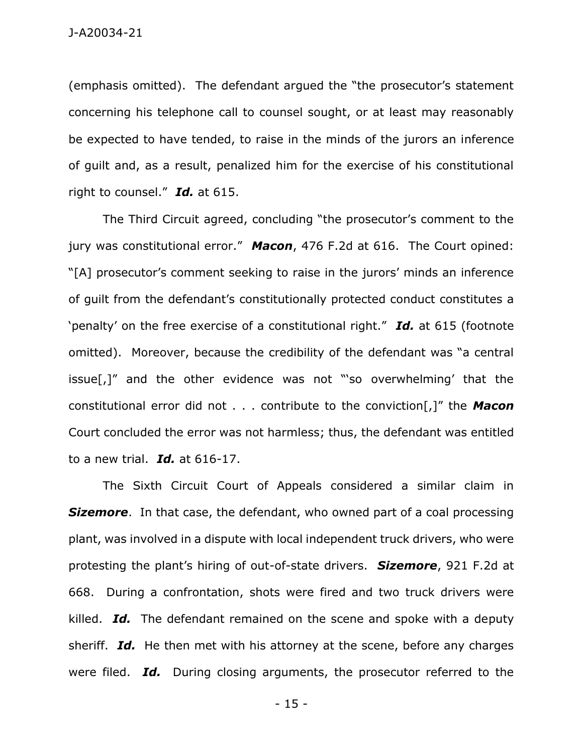(emphasis omitted). The defendant argued the "the prosecutor's statement concerning his telephone call to counsel sought, or at least may reasonably be expected to have tended, to raise in the minds of the jurors an inference of guilt and, as a result, penalized him for the exercise of his constitutional right to counsel." ***Id.*** at 615.

The Third Circuit agreed, concluding "the prosecutor's comment to the jury was constitutional error." ***Macon***, 476 F.2d at 616. The Court opined: "[A] prosecutor's comment seeking to raise in the jurors' minds an inference of guilt from the defendant's constitutionally protected conduct constitutes a 'penalty' on the free exercise of a constitutional right." ***Id.*** at 615 (footnote omitted). Moreover, because the credibility of the defendant was "a central issue[,]" and the other evidence was not "'so overwhelming' that the constitutional error did not . . . contribute to the conviction[,]" the ***Macon*** Court concluded the error was not harmless; thus, the defendant was entitled to a new trial. ***Id.*** at 616-17.

The Sixth Circuit Court of Appeals considered a similar claim in ***Sizemore***. In that case, the defendant, who owned part of a coal processing plant, was involved in a dispute with local independent truck drivers, who were protesting the plant's hiring of out-of-state drivers. ***Sizemore***, 921 F.2d at 668. During a confrontation, shots were fired and two truck drivers were killed. ***Id.*** The defendant remained on the scene and spoke with a deputy sheriff. ***Id.*** He then met with his attorney at the scene, before any charges were filed. ***Id.*** During closing arguments, the prosecutor referred to the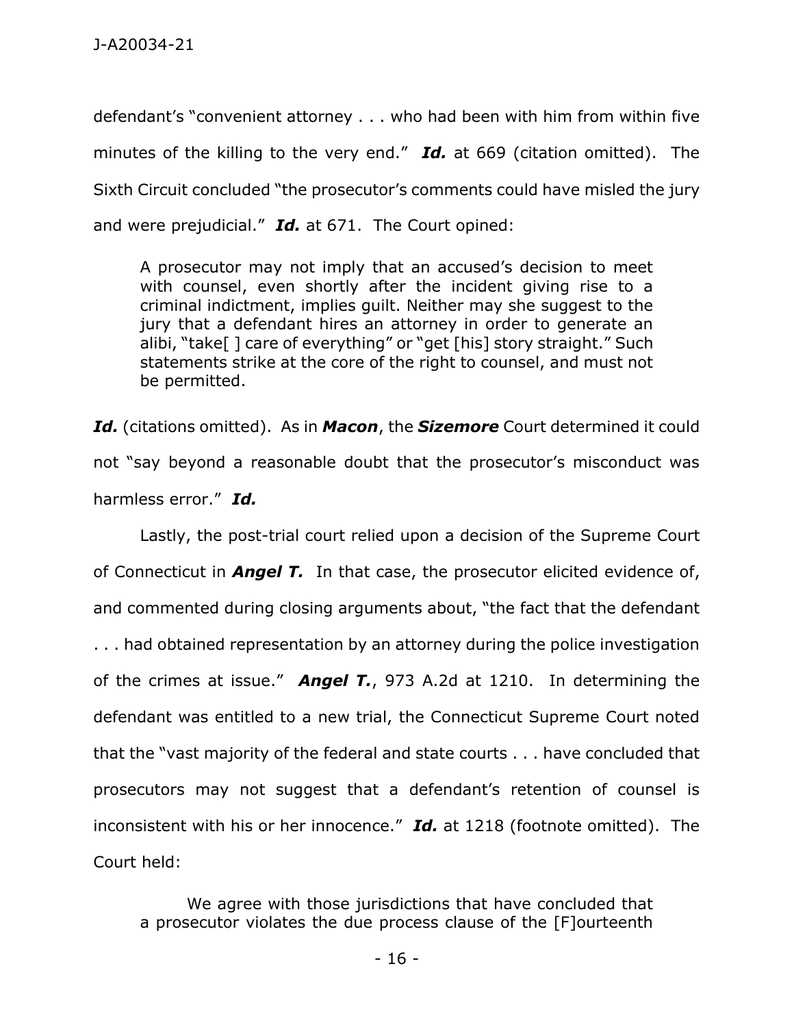defendant's "convenient attorney . . . who had been with him from within five minutes of the killing to the very end." ***Id.*** at 669 (citation omitted). The Sixth Circuit concluded "the prosecutor's comments could have misled the jury and were prejudicial." ***Id.*** at 671. The Court opined:

> A prosecutor may not imply that an accused's decision to meet with counsel, even shortly after the incident giving rise to a criminal indictment, implies guilt. Neither may she suggest to the jury that a defendant hires an attorney in order to generate an alibi, "take[ ] care of everything" or "get [his] story straight." Such statements strike at the core of the right to counsel, and must not be permitted.

***Id.*** (citations omitted). As in ***Macon***, the ***Sizemore*** Court determined it could not "say beyond a reasonable doubt that the prosecutor's misconduct was harmless error." ***Id.***

Lastly, the post-trial court relied upon a decision of the Supreme Court of Connecticut in ***Angel T.*** In that case, the prosecutor elicited evidence of, and commented during closing arguments about, "the fact that the defendant . . . had obtained representation by an attorney during the police investigation of the crimes at issue." ***Angel T.***, 973 A.2d at 1210. In determining the defendant was entitled to a new trial, the Connecticut Supreme Court noted that the "vast majority of the federal and state courts . . . have concluded that prosecutors may not suggest that a defendant's retention of counsel is inconsistent with his or her innocence." ***Id.*** at 1218 (footnote omitted). The Court held:

> We agree with those jurisdictions that have concluded that a prosecutor violates the due process clause of the [F]ourteenth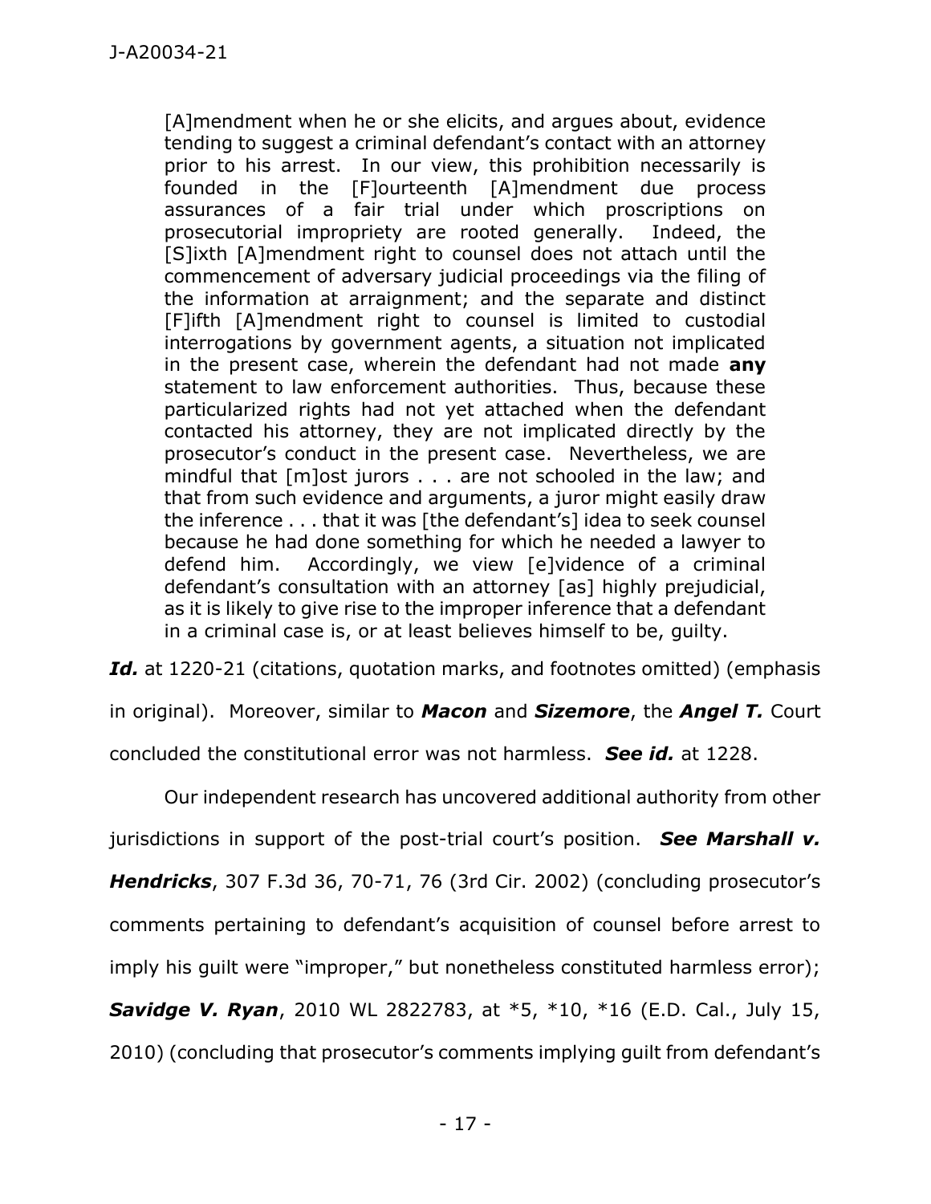> [A]mendment when he or she elicits, and argues about, evidence tending to suggest a criminal defendant's contact with an attorney prior to his arrest. In our view, this prohibition necessarily is founded in the [F]ourteenth [A]mendment due process assurances of a fair trial under which proscriptions on prosecutorial impropriety are rooted generally. Indeed, the [S]ixth [A]mendment right to counsel does not attach until the commencement of adversary judicial proceedings via the filing of the information at arraignment; and the separate and distinct [F]ifth [A]mendment right to counsel is limited to custodial interrogations by government agents, a situation not implicated in the present case, wherein the defendant had not made **any** statement to law enforcement authorities. Thus, because these particularized rights had not yet attached when the defendant contacted his attorney, they are not implicated directly by the prosecutor's conduct in the present case. Nevertheless, we are mindful that [m]ost jurors . . . are not schooled in the law; and that from such evidence and arguments, a juror might easily draw the inference . . . that it was [the defendant's] idea to seek counsel because he had done something for which he needed a lawyer to defend him. Accordingly, we view [e]vidence of a criminal defendant's consultation with an attorney [as] highly prejudicial, as it is likely to give rise to the improper inference that a defendant in a criminal case is, or at least believes himself to be, guilty.

***Id.*** at 1220-21 (citations, quotation marks, and footnotes omitted) (emphasis in original). Moreover, similar to ***Macon*** and ***Sizemore***, the ***Angel T.*** Court concluded the constitutional error was not harmless. ***See id.*** at 1228.

Our independent research has uncovered additional authority from other jurisdictions in support of the post-trial court's position. ***See Marshall v. Hendricks***, 307 F.3d 36, 70-71, 76 (3rd Cir. 2002) (concluding prosecutor's comments pertaining to defendant's acquisition of counsel before arrest to imply his guilt were "improper," but nonetheless constituted harmless error); ***Savidge V. Ryan***, 2010 WL 2822783, at *5, *10, *16 (E.D. Cal., July 15, 2010) (concluding that prosecutor's comments implying guilt from defendant's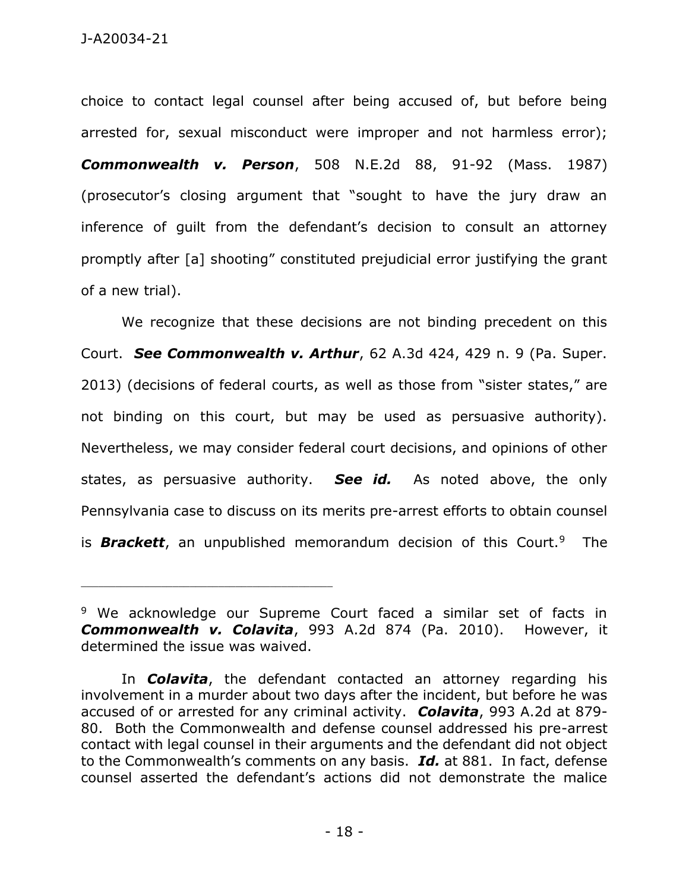choice to contact legal counsel after being accused of, but before being arrested for, sexual misconduct were improper and not harmless error); ***Commonwealth v. Person***, 508 N.E.2d 88, 91-92 (Mass. 1987) (prosecutor's closing argument that "sought to have the jury draw an inference of guilt from the defendant's decision to consult an attorney promptly after [a] shooting" constituted prejudicial error justifying the grant of a new trial).

We recognize that these decisions are not binding precedent on this Court. ***See Commonwealth v. Arthur***, 62 A.3d 424, 429 n. 9 (Pa. Super. 2013) (decisions of federal courts, as well as those from "sister states," are not binding on this court, but may be used as persuasive authority). Nevertheless, we may consider federal court decisions, and opinions of other states, as persuasive authority. ***See id.*** As noted above, the only Pennsylvania case to discuss on its merits pre-arrest efforts to obtain counsel is ***Brackett***, an unpublished memorandum decision of this Court.[9] The

---

[9] We acknowledge our Supreme Court faced a similar set of facts in ***Commonwealth v. Colavita***, 993 A.2d 874 (Pa. 2010). However, it determined the issue was waived.

In ***Colavita***, the defendant contacted an attorney regarding his involvement in a murder about two days after the incident, but before he was accused of or arrested for any criminal activity. ***Colavita***, 993 A.2d at 879-80. Both the Commonwealth and defense counsel addressed his pre-arrest contact with legal counsel in their arguments and the defendant did not object to the Commonwealth's comments on any basis. ***Id.*** at 881. In fact, defense counsel asserted the defendant's actions did not demonstrate the malice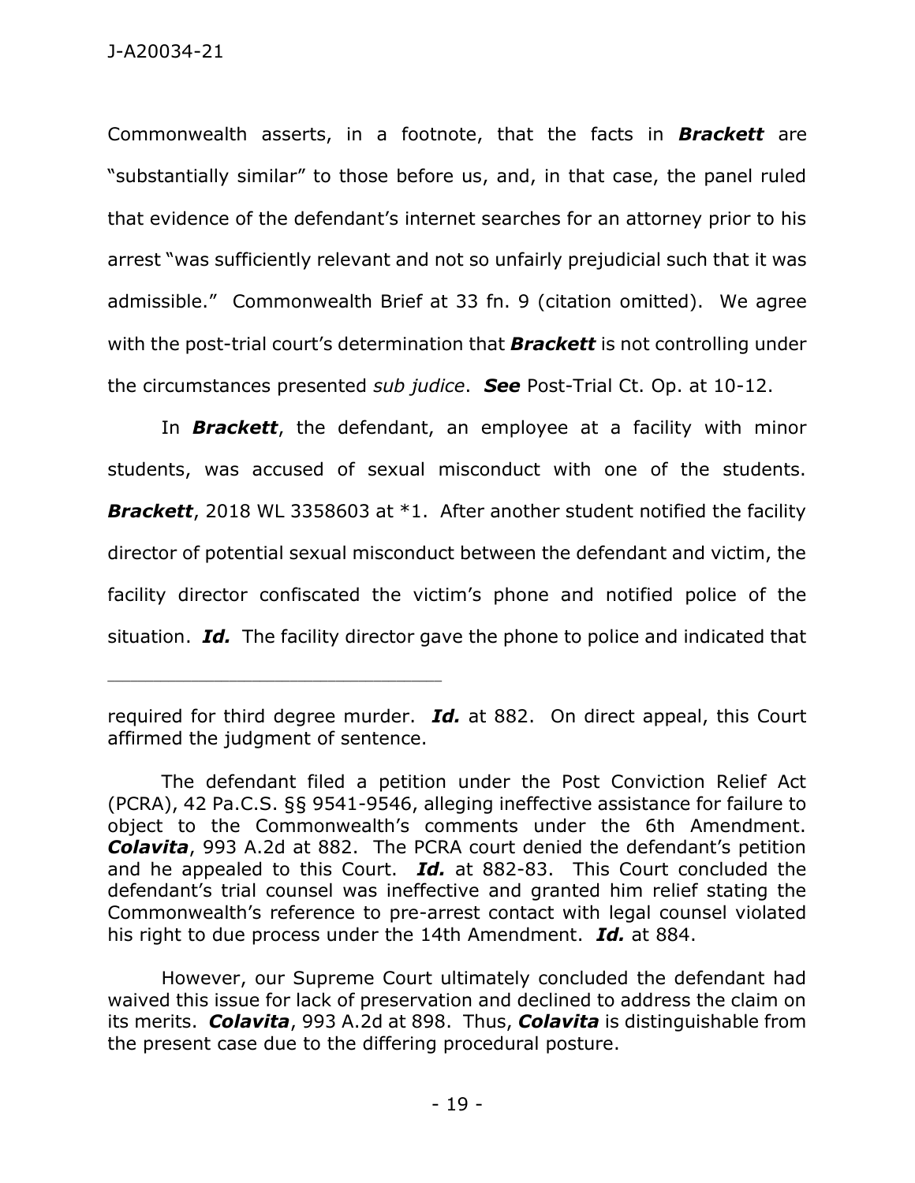Commonwealth asserts, in a footnote, that the facts in ***Brackett*** are "substantially similar" to those before us, and, in that case, the panel ruled that evidence of the defendant's internet searches for an attorney prior to his arrest "was sufficiently relevant and not so unfairly prejudicial such that it was admissible." Commonwealth Brief at 33 fn. 9 (citation omitted). We agree with the post-trial court's determination that ***Brackett*** is not controlling under the circumstances presented *sub judice*. ***See*** Post-Trial Ct. Op. at 10-12.

In ***Brackett***, the defendant, an employee at a facility with minor students, was accused of sexual misconduct with one of the students. ***Brackett***, 2018 WL 3358603 at *1. After another student notified the facility director of potential sexual misconduct between the defendant and victim, the facility director confiscated the victim's phone and notified police of the situation. ***Id.*** The facility director gave the phone to police and indicated that

---

required for third degree murder. ***Id.*** at 882. On direct appeal, this Court affirmed the judgment of sentence.

The defendant filed a petition under the Post Conviction Relief Act (PCRA), 42 Pa.C.S. §§ 9541-9546, alleging ineffective assistance for failure to object to the Commonwealth's comments under the 6th Amendment. ***Colavita***, 993 A.2d at 882. The PCRA court denied the defendant's petition and he appealed to this Court. ***Id.*** at 882-83. This Court concluded the defendant's trial counsel was ineffective and granted him relief stating the Commonwealth's reference to pre-arrest contact with legal counsel violated his right to due process under the 14th Amendment. ***Id.*** at 884.

However, our Supreme Court ultimately concluded the defendant had waived this issue for lack of preservation and declined to address the claim on its merits. ***Colavita***, 993 A.2d at 898. Thus, ***Colavita*** is distinguishable from the present case due to the differing procedural posture.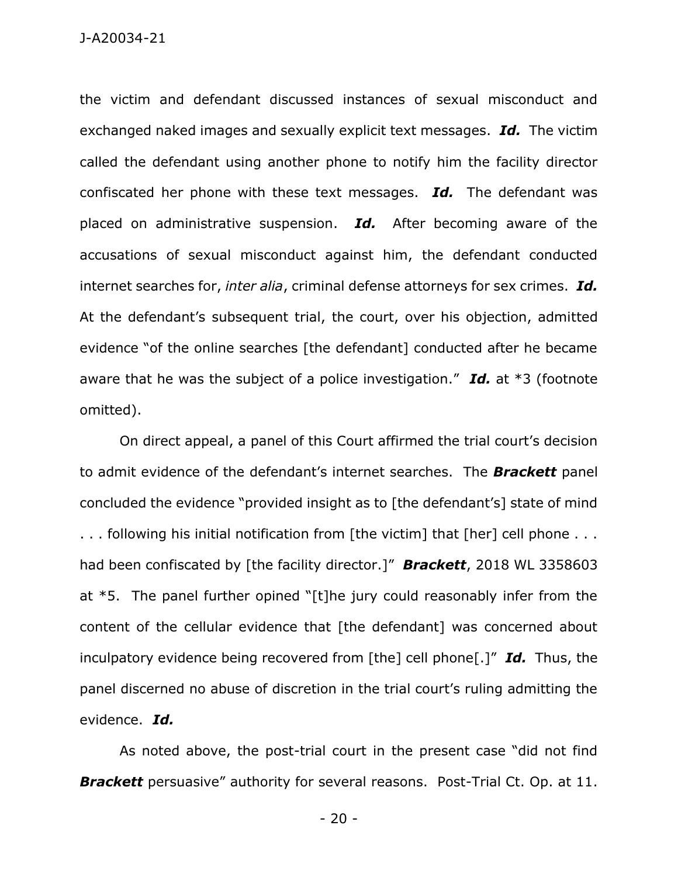the victim and defendant discussed instances of sexual misconduct and exchanged naked images and sexually explicit text messages. ***Id.*** The victim called the defendant using another phone to notify him the facility director confiscated her phone with these text messages. ***Id.*** The defendant was placed on administrative suspension. ***Id.*** After becoming aware of the accusations of sexual misconduct against him, the defendant conducted internet searches for, *inter alia*, criminal defense attorneys for sex crimes. ***Id.*** At the defendant's subsequent trial, the court, over his objection, admitted evidence "of the online searches [the defendant] conducted after he became aware that he was the subject of a police investigation." ***Id.*** at *3 (footnote omitted).

On direct appeal, a panel of this Court affirmed the trial court's decision to admit evidence of the defendant's internet searches. The ***Brackett*** panel concluded the evidence "provided insight as to [the defendant's] state of mind . . . following his initial notification from [the victim] that [her] cell phone . . . had been confiscated by [the facility director.]" ***Brackett***, 2018 WL 3358603 at *5. The panel further opined "[t]he jury could reasonably infer from the content of the cellular evidence that [the defendant] was concerned about inculpatory evidence being recovered from [the] cell phone[.]" ***Id.*** Thus, the panel discerned no abuse of discretion in the trial court's ruling admitting the evidence. ***Id.***

As noted above, the post-trial court in the present case "did not find ***Brackett*** persuasive" authority for several reasons. Post-Trial Ct. Op. at 11.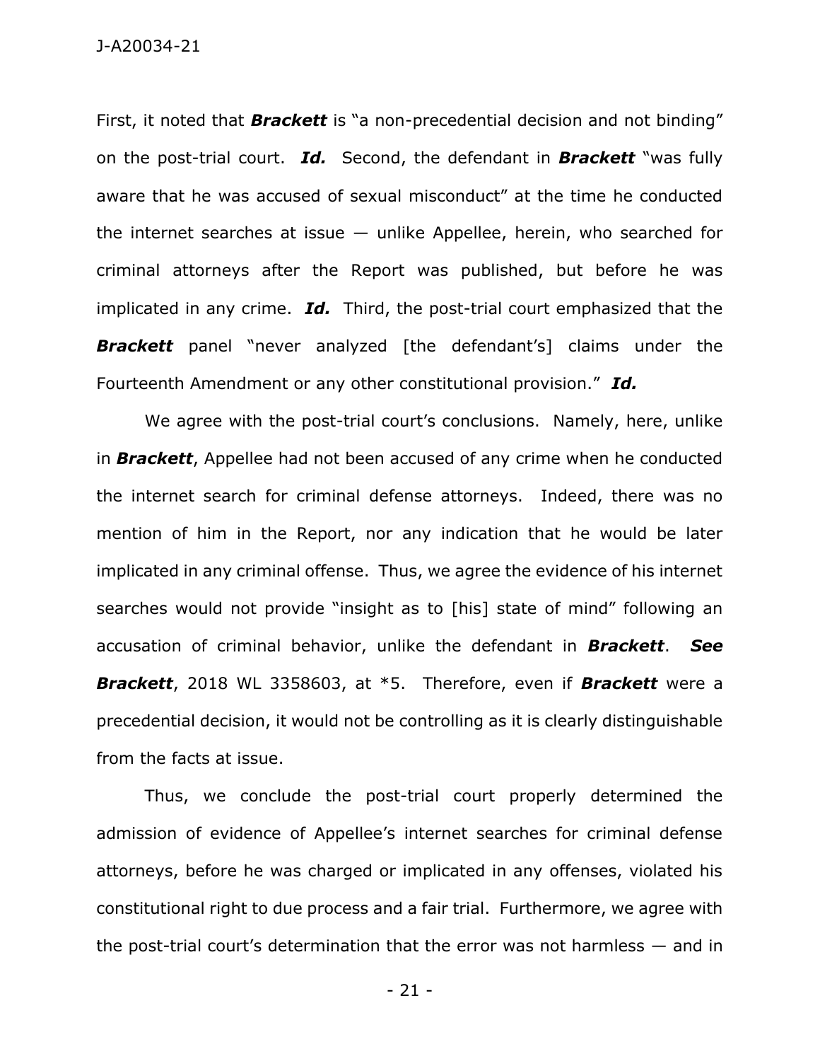First, it noted that ***Brackett*** is "a non-precedential decision and not binding" on the post-trial court. ***Id.*** Second, the defendant in ***Brackett*** "was fully aware that he was accused of sexual misconduct" at the time he conducted the internet searches at issue — unlike Appellee, herein, who searched for criminal attorneys after the Report was published, but before he was implicated in any crime. ***Id.*** Third, the post-trial court emphasized that the ***Brackett*** panel "never analyzed [the defendant's] claims under the Fourteenth Amendment or any other constitutional provision." ***Id.***

We agree with the post-trial court's conclusions. Namely, here, unlike in ***Brackett***, Appellee had not been accused of any crime when he conducted the internet search for criminal defense attorneys. Indeed, there was no mention of him in the Report, nor any indication that he would be later implicated in any criminal offense. Thus, we agree the evidence of his internet searches would not provide "insight as to [his] state of mind" following an accusation of criminal behavior, unlike the defendant in ***Brackett***. ***See Brackett***, 2018 WL 3358603, at *5. Therefore, even if ***Brackett*** were a precedential decision, it would not be controlling as it is clearly distinguishable from the facts at issue.

Thus, we conclude the post-trial court properly determined the admission of evidence of Appellee's internet searches for criminal defense attorneys, before he was charged or implicated in any offenses, violated his constitutional right to due process and a fair trial. Furthermore, we agree with the post-trial court's determination that the error was not harmless — and in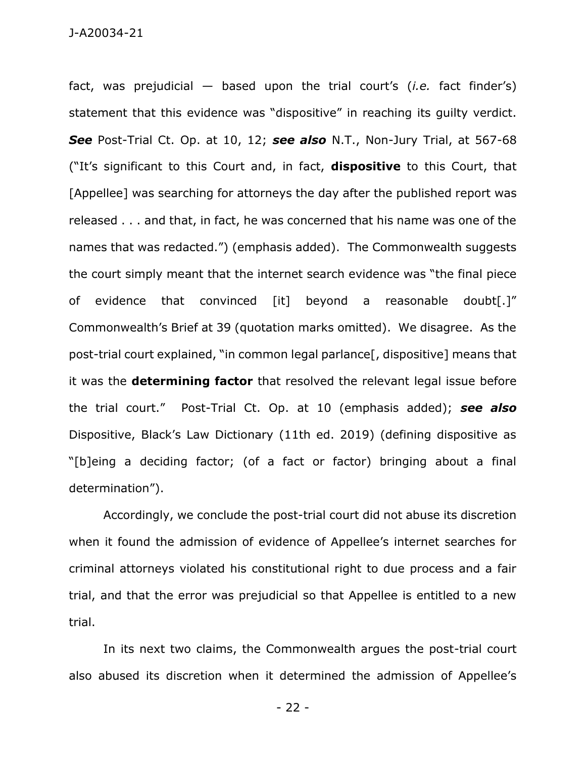fact, was prejudicial — based upon the trial court's (*i.e.* fact finder's) statement that this evidence was "dispositive" in reaching its guilty verdict. ***See*** Post-Trial Ct. Op. at 10, 12; ***see also*** N.T., Non-Jury Trial, at 567-68 ("It's significant to this Court and, in fact, **dispositive** to this Court, that [Appellee] was searching for attorneys the day after the published report was released . . . and that, in fact, he was concerned that his name was one of the names that was redacted.") (emphasis added). The Commonwealth suggests the court simply meant that the internet search evidence was "the final piece of evidence that convinced [it] beyond a reasonable doubt[.]" Commonwealth's Brief at 39 (quotation marks omitted). We disagree. As the post-trial court explained, "in common legal parlance[, dispositive] means that it was the **determining factor** that resolved the relevant legal issue before the trial court." Post-Trial Ct. Op. at 10 (emphasis added); ***see also*** Dispositive, Black's Law Dictionary (11th ed. 2019) (defining dispositive as "[b]eing a deciding factor; (of a fact or factor) bringing about a final determination").

Accordingly, we conclude the post-trial court did not abuse its discretion when it found the admission of evidence of Appellee's internet searches for criminal attorneys violated his constitutional right to due process and a fair trial, and that the error was prejudicial so that Appellee is entitled to a new trial.

In its next two claims, the Commonwealth argues the post-trial court also abused its discretion when it determined the admission of Appellee's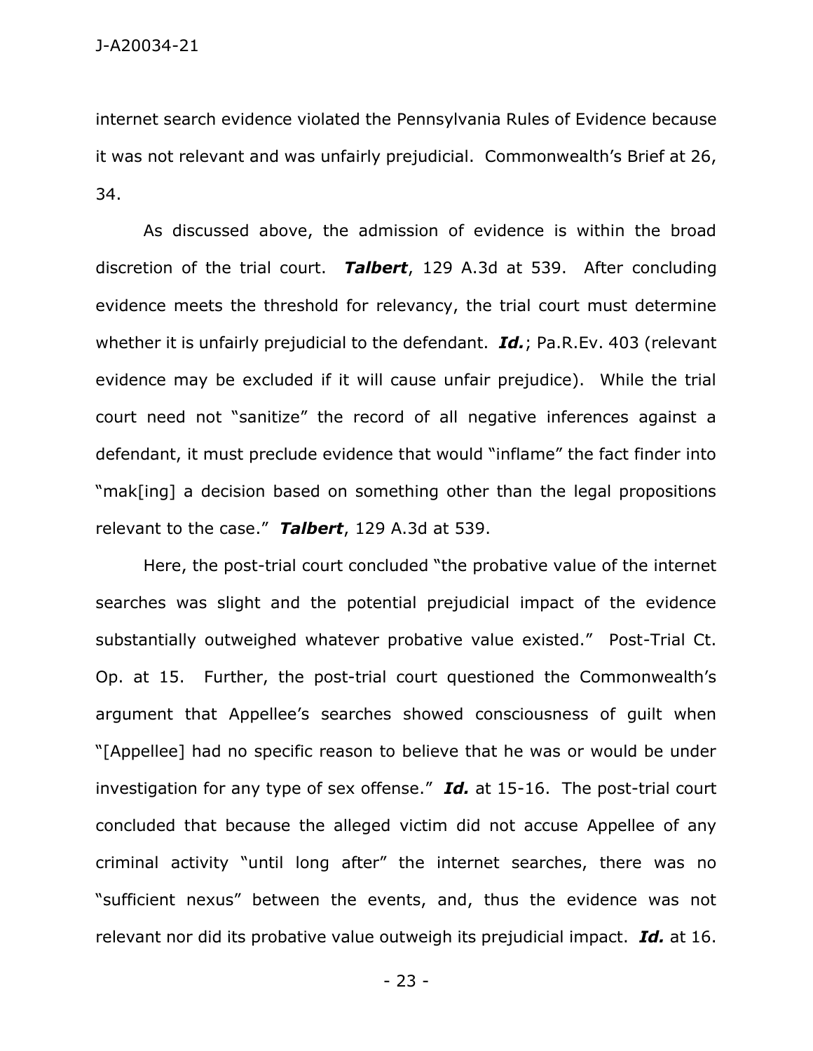internet search evidence violated the Pennsylvania Rules of Evidence because it was not relevant and was unfairly prejudicial. Commonwealth's Brief at 26, 34.

As discussed above, the admission of evidence is within the broad discretion of the trial court. ***Talbert***, 129 A.3d at 539. After concluding evidence meets the threshold for relevancy, the trial court must determine whether it is unfairly prejudicial to the defendant. ***Id.***; Pa.R.Ev. 403 (relevant evidence may be excluded if it will cause unfair prejudice). While the trial court need not "sanitize" the record of all negative inferences against a defendant, it must preclude evidence that would "inflame" the fact finder into "mak[ing] a decision based on something other than the legal propositions relevant to the case." ***Talbert***, 129 A.3d at 539.

Here, the post-trial court concluded "the probative value of the internet searches was slight and the potential prejudicial impact of the evidence substantially outweighed whatever probative value existed." Post-Trial Ct. Op. at 15. Further, the post-trial court questioned the Commonwealth's argument that Appellee's searches showed consciousness of guilt when "[Appellee] had no specific reason to believe that he was or would be under investigation for any type of sex offense." ***Id.*** at 15-16. The post-trial court concluded that because the alleged victim did not accuse Appellee of any criminal activity "until long after" the internet searches, there was no "sufficient nexus" between the events, and, thus the evidence was not relevant nor did its probative value outweigh its prejudicial impact. ***Id.*** at 16.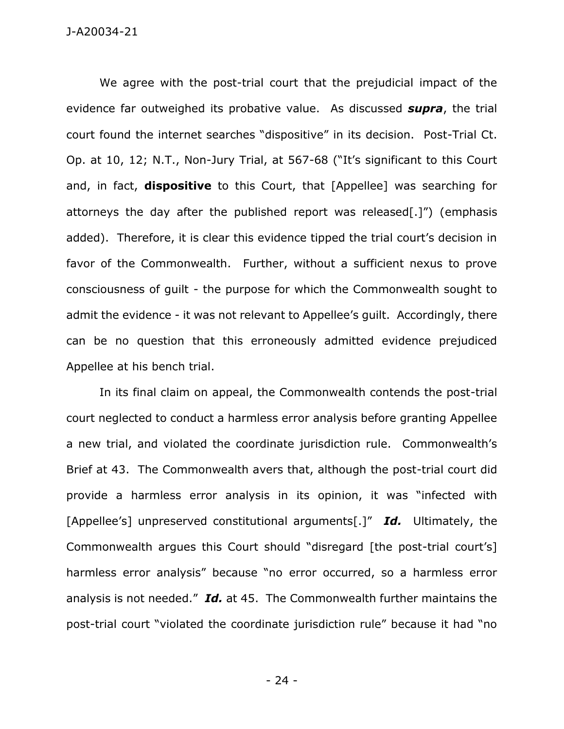We agree with the post-trial court that the prejudicial impact of the evidence far outweighed its probative value. As discussed ***supra***, the trial court found the internet searches "dispositive" in its decision. Post-Trial Ct. Op. at 10, 12; N.T., Non-Jury Trial, at 567-68 ("It's significant to this Court and, in fact, **dispositive** to this Court, that [Appellee] was searching for attorneys the day after the published report was released[.]") (emphasis added). Therefore, it is clear this evidence tipped the trial court's decision in favor of the Commonwealth. Further, without a sufficient nexus to prove consciousness of guilt - the purpose for which the Commonwealth sought to admit the evidence - it was not relevant to Appellee's guilt. Accordingly, there can be no question that this erroneously admitted evidence prejudiced Appellee at his bench trial.

In its final claim on appeal, the Commonwealth contends the post-trial court neglected to conduct a harmless error analysis before granting Appellee a new trial, and violated the coordinate jurisdiction rule. Commonwealth's Brief at 43. The Commonwealth avers that, although the post-trial court did provide a harmless error analysis in its opinion, it was "infected with [Appellee's] unpreserved constitutional arguments[.]" ***Id.*** Ultimately, the Commonwealth argues this Court should "disregard [the post-trial court's] harmless error analysis" because "no error occurred, so a harmless error analysis is not needed." ***Id.*** at 45. The Commonwealth further maintains the post-trial court "violated the coordinate jurisdiction rule" because it had "no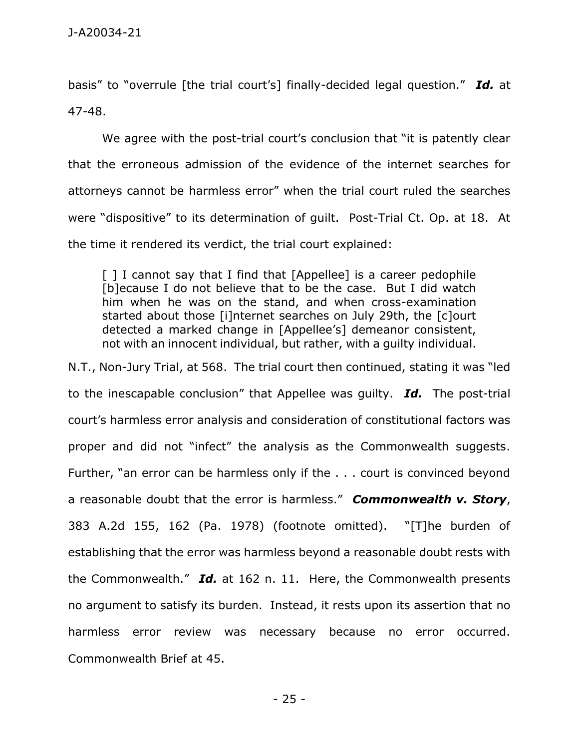basis" to "overrule [the trial court's] finally-decided legal question." ***Id.*** at 47-48.

We agree with the post-trial court's conclusion that "it is patently clear that the erroneous admission of the evidence of the internet searches for attorneys cannot be harmless error" when the trial court ruled the searches were "dispositive" to its determination of guilt. Post-Trial Ct. Op. at 18. At the time it rendered its verdict, the trial court explained:

> [ ] I cannot say that I find that [Appellee] is a career pedophile [b]ecause I do not believe that to be the case. But I did watch him when he was on the stand, and when cross-examination started about those [i]nternet searches on July 29th, the [c]ourt detected a marked change in [Appellee's] demeanor consistent, not with an innocent individual, but rather, with a guilty individual.

N.T., Non-Jury Trial, at 568. The trial court then continued, stating it was "led to the inescapable conclusion" that Appellee was guilty. ***Id.*** The post-trial court's harmless error analysis and consideration of constitutional factors was proper and did not "infect" the analysis as the Commonwealth suggests. Further, "an error can be harmless only if the . . . court is convinced beyond a reasonable doubt that the error is harmless." ***Commonwealth v. Story***, 383 A.2d 155, 162 (Pa. 1978) (footnote omitted). "[T]he burden of establishing that the error was harmless beyond a reasonable doubt rests with the Commonwealth." ***Id.*** at 162 n. 11. Here, the Commonwealth presents no argument to satisfy its burden. Instead, it rests upon its assertion that no harmless error review was necessary because no error occurred. Commonwealth Brief at 45.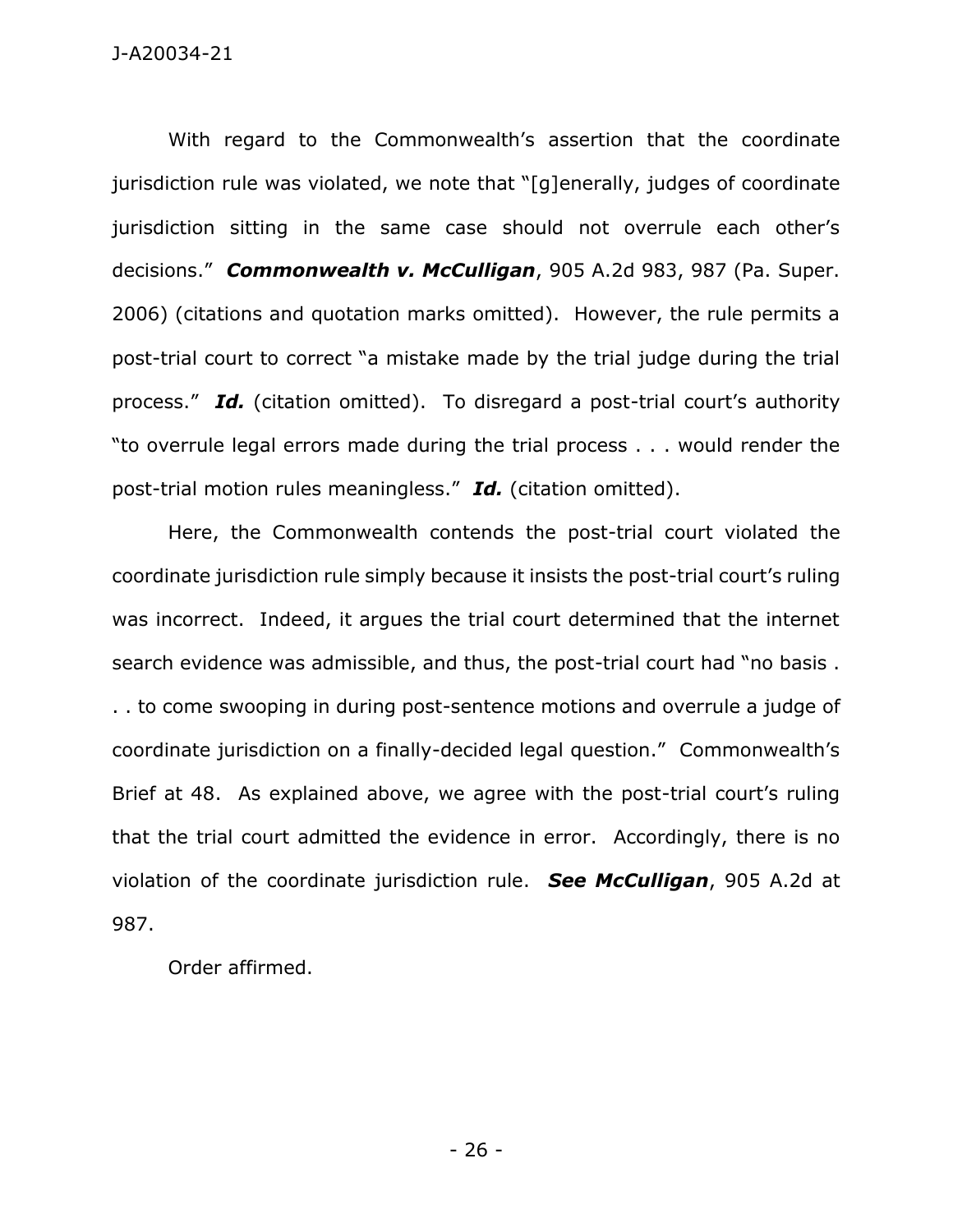With regard to the Commonwealth's assertion that the coordinate jurisdiction rule was violated, we note that "[g]enerally, judges of coordinate jurisdiction sitting in the same case should not overrule each other's decisions." ***Commonwealth v. McCulligan***, 905 A.2d 983, 987 (Pa. Super. 2006) (citations and quotation marks omitted). However, the rule permits a post-trial court to correct "a mistake made by the trial judge during the trial process." ***Id.*** (citation omitted). To disregard a post-trial court's authority "to overrule legal errors made during the trial process . . . would render the post-trial motion rules meaningless." ***Id.*** (citation omitted).

Here, the Commonwealth contends the post-trial court violated the coordinate jurisdiction rule simply because it insists the post-trial court's ruling was incorrect. Indeed, it argues the trial court determined that the internet search evidence was admissible, and thus, the post-trial court had "no basis . . . to come swooping in during post-sentence motions and overrule a judge of coordinate jurisdiction on a finally-decided legal question." Commonwealth's Brief at 48. As explained above, we agree with the post-trial court's ruling that the trial court admitted the evidence in error. Accordingly, there is no violation of the coordinate jurisdiction rule. ***See McCulligan***, 905 A.2d at 987.

Order affirmed.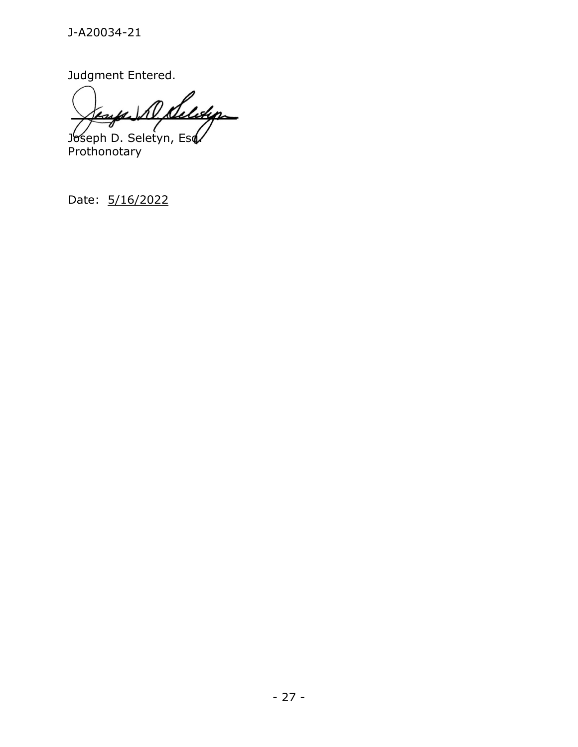Judgment Entered.

Joseph D. Seletyn, Esq.
Prothonotary

Date: 5/16/2022